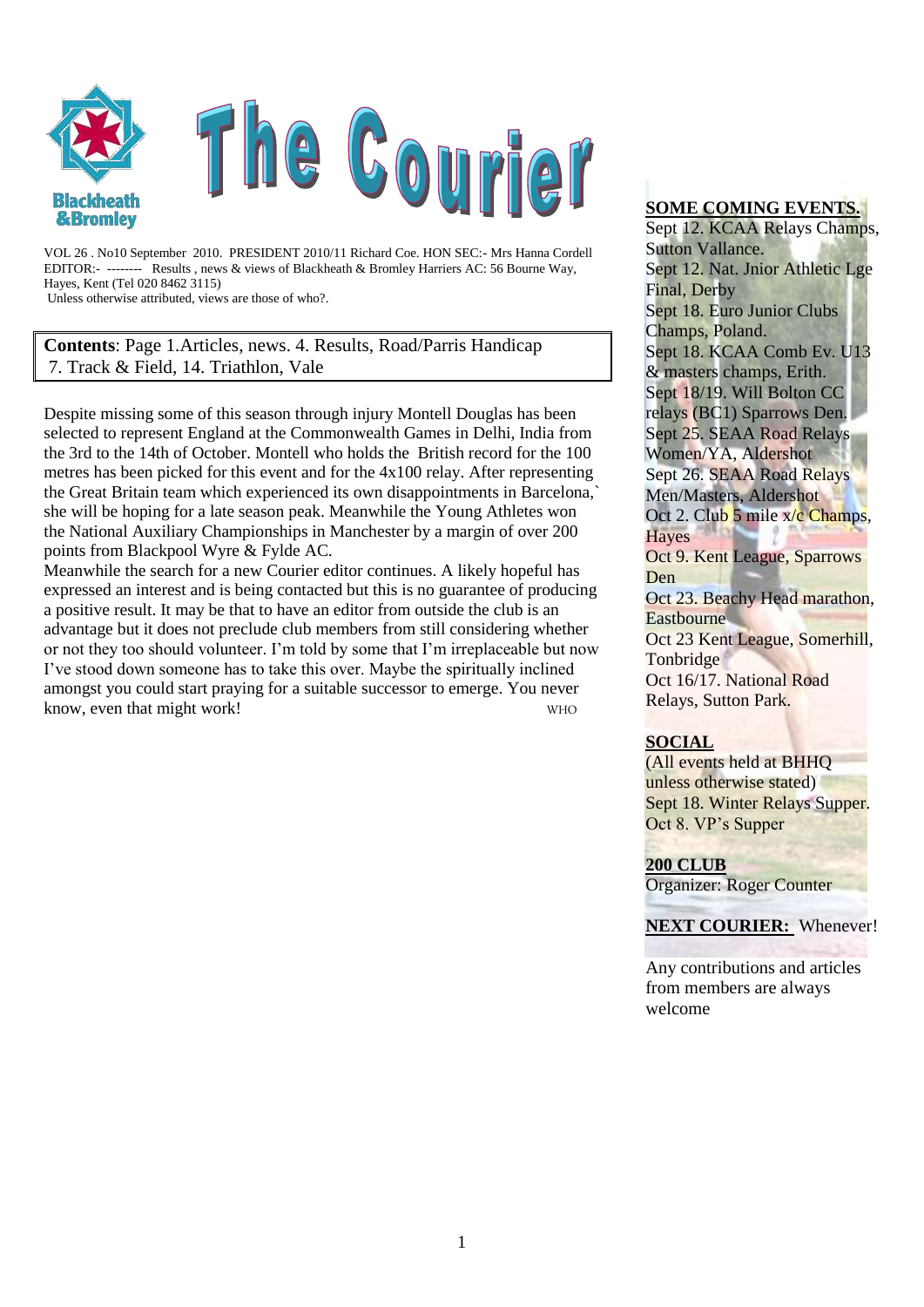# The Courier

Blackheath & Bromley

VOL 26 . No10 September 2010. PRESIDENT 2010/11 Richard Coe. HON SEC:- Mrs Hanna Cordell
EDITOR:- -------- Results , news & views of Blackheath & Bromley Harriers AC: 56 Bourne Way, Hayes, Kent (Tel 020 8462 3115)
Unless otherwise attributed, views are those of who?.

**Contents**: Page 1.Articles, news. 4. Results, Road/Parris Handicap 7. Track & Field, 14. Triathlon, Vale

Despite missing some of this season through injury Montell Douglas has been selected to represent England at the Commonwealth Games in Delhi, India from the 3rd to the 14th of October. Montell who holds the British record for the 100 metres has been picked for this event and for the 4x100 relay. After representing the Great Britain team which experienced its own disappointments in Barcelona,` she will be hoping for a late season peak. Meanwhile the Young Athletes won the National Auxiliary Championships in Manchester by a margin of over 200 points from Blackpool Wyre & Fylde AC.

Meanwhile the search for a new Courier editor continues. A likely hopeful has expressed an interest and is being contacted but this is no guarantee of producing a positive result. It may be that to have an editor from outside the club is an advantage but it does not preclude club members from still considering whether or not they too should volunteer. I'm told by some that I'm irreplaceable but now I've stood down someone has to take this over. Maybe the spiritually inclined amongst you could start praying for a suitable successor to emerge. You never know, even that might work!

WHO

**SOME COMING EVENTS.**

Sept 12. KCAA Relays Champs, Sutton Vallance.
Sept 12. Nat. Jnior Athletic Lge Final, Derby
Sept 18. Euro Junior Clubs Champs, Poland.
Sept 18. KCAA Comb Ev. U13 & masters champs, Erith.
Sept 18/19. Will Bolton CC relays (BC1) Sparrows Den.
Sept 25. SEAA Road Relays Women/YA, Aldershot
Sept 26. SEAA Road Relays Men/Masters, Aldershot
Oct 2. Club 5 mile x/c Champs, Hayes
Oct 9. Kent League, Sparrows Den
Oct 23. Beachy Head marathon, Eastbourne
Oct 23 Kent League, Somerhill, Tonbridge
Oct 16/17. National Road Relays, Sutton Park.

**SOCIAL**

(All events held at BHHQ unless otherwise stated)
Sept 18. Winter Relays Supper.
Oct 8. VP's Supper

**200 CLUB**

Organizer: Roger Counter

**NEXT COURIER:** Whenever!

Any contributions and articles from members are always welcome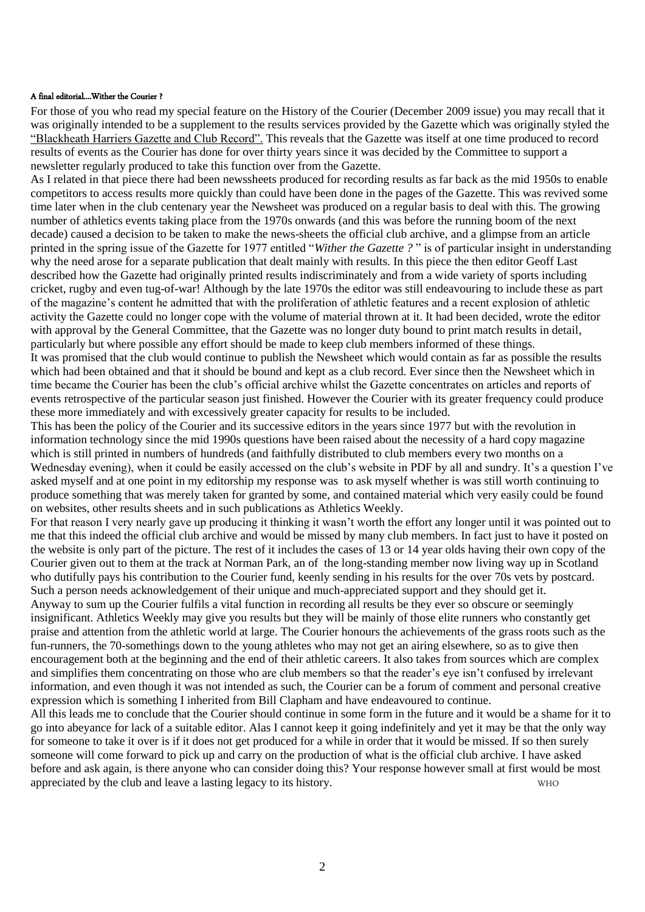#### A final editorial....Wither the Courier ?

For those of you who read my special feature on the History of the Courier (December 2009 issue) you may recall that it was originally intended to be a supplement to the results services provided by the Gazette which was originally styled the "Blackheath Harriers Gazette and Club Record". This reveals that the Gazette was itself at one time produced to record results of events as the Courier has done for over thirty years since it was decided by the Committee to support a newsletter regularly produced to take this function over from the Gazette.

As I related in that piece there had been newssheets produced for recording results as far back as the mid 1950s to enable competitors to access results more quickly than could have been done in the pages of the Gazette. This was revived some time later when in the club centenary year the Newsheet was produced on a regular basis to deal with this. The growing number of athletics events taking place from the 1970s onwards (and this was before the running boom of the next decade) caused a decision to be taken to make the news-sheets the official club archive, and a glimpse from an article printed in the spring issue of the Gazette for 1977 entitled "*Wither the Gazette ?* " is of particular insight in understanding why the need arose for a separate publication that dealt mainly with results. In this piece the then editor Geoff Last described how the Gazette had originally printed results indiscriminately and from a wide variety of sports including cricket, rugby and even tug-of-war! Although by the late 1970s the editor was still endeavouring to include these as part of the magazine's content he admitted that with the proliferation of athletic features and a recent explosion of athletic activity the Gazette could no longer cope with the volume of material thrown at it. It had been decided, wrote the editor with approval by the General Committee, that the Gazette was no longer duty bound to print match results in detail, particularly but where possible any effort should be made to keep club members informed of these things.

It was promised that the club would continue to publish the Newsheet which would contain as far as possible the results which had been obtained and that it should be bound and kept as a club record. Ever since then the Newsheet which in time became the Courier has been the club's official archive whilst the Gazette concentrates on articles and reports of events retrospective of the particular season just finished. However the Courier with its greater frequency could produce these more immediately and with excessively greater capacity for results to be included.

This has been the policy of the Courier and its successive editors in the years since 1977 but with the revolution in information technology since the mid 1990s questions have been raised about the necessity of a hard copy magazine which is still printed in numbers of hundreds (and faithfully distributed to club members every two months on a Wednesday evening), when it could be easily accessed on the club's website in PDF by all and sundry. It's a question I've asked myself and at one point in my editorship my response was to ask myself whether is was still worth continuing to produce something that was merely taken for granted by some, and contained material which very easily could be found on websites, other results sheets and in such publications as Athletics Weekly.

For that reason I very nearly gave up producing it thinking it wasn't worth the effort any longer until it was pointed out to me that this indeed the official club archive and would be missed by many club members. In fact just to have it posted on the website is only part of the picture. The rest of it includes the cases of 13 or 14 year olds having their own copy of the Courier given out to them at the track at Norman Park, an of the long-standing member now living way up in Scotland who dutifully pays his contribution to the Courier fund, keenly sending in his results for the over 70s vets by postcard. Such a person needs acknowledgement of their unique and much-appreciated support and they should get it.

Anyway to sum up the Courier fulfils a vital function in recording all results be they ever so obscure or seemingly insignificant. Athletics Weekly may give you results but they will be mainly of those elite runners who constantly get praise and attention from the athletic world at large. The Courier honours the achievements of the grass roots such as the fun-runners, the 70-somethings down to the young athletes who may not get an airing elsewhere, so as to give then encouragement both at the beginning and the end of their athletic careers. It also takes from sources which are complex and simplifies them concentrating on those who are club members so that the reader's eye isn't confused by irrelevant information, and even though it was not intended as such, the Courier can be a forum of comment and personal creative expression which is something I inherited from Bill Clapham and have endeavoured to continue.

All this leads me to conclude that the Courier should continue in some form in the future and it would be a shame for it to go into abeyance for lack of a suitable editor. Alas I cannot keep it going indefinitely and yet it may be that the only way for someone to take it over is if it does not get produced for a while in order that it would be missed. If so then surely someone will come forward to pick up and carry on the production of what is the official club archive. I have asked before and ask again, is there anyone who can consider doing this? Your response however small at first would be most appreciated by the club and leave a lasting legacy to its history.

WHO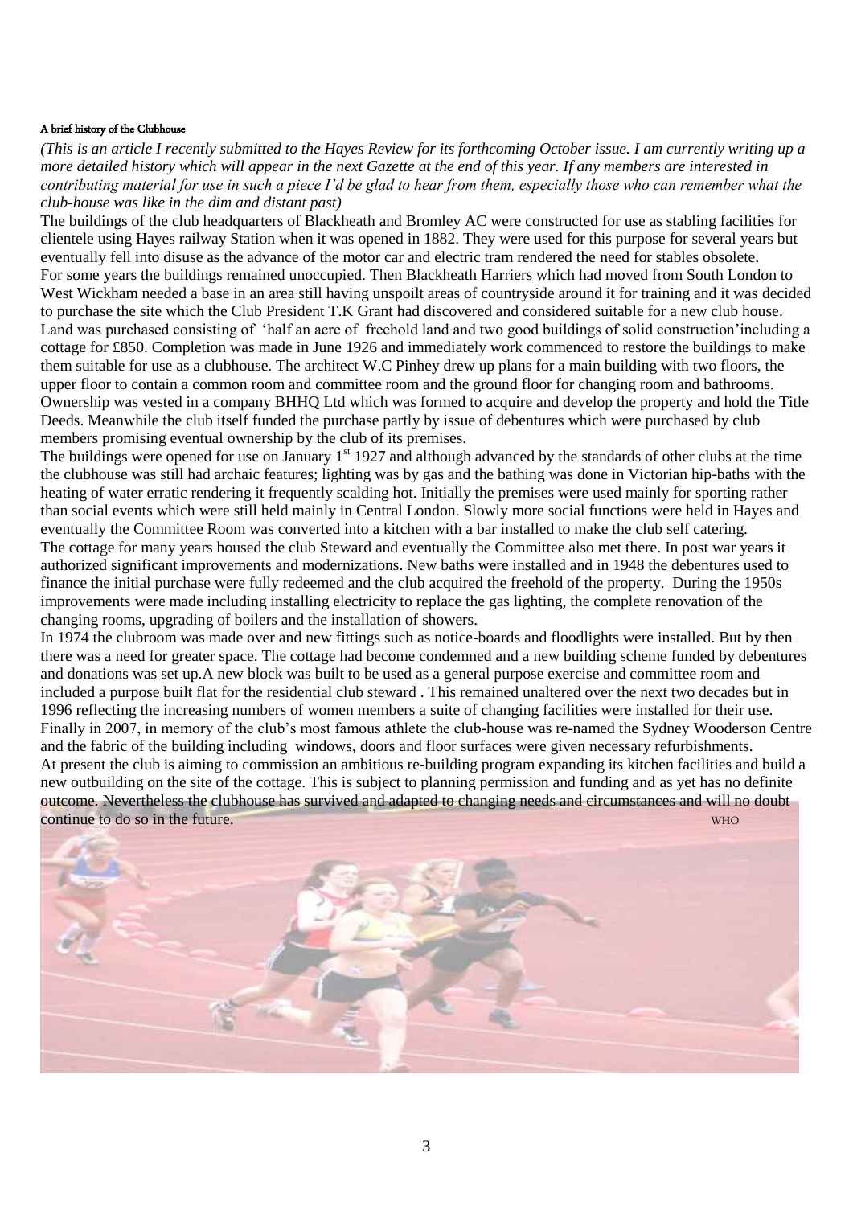### A brief history of the Clubhouse

*(This is an article I recently submitted to the Hayes Review for its forthcoming October issue. I am currently writing up a more detailed history which will appear in the next Gazette at the end of this year. If any members are interested in contributing material for use in such a piece I'd be glad to hear from them, especially those who can remember what the club-house was like in the dim and distant past)*

The buildings of the club headquarters of Blackheath and Bromley AC were constructed for use as stabling facilities for clientele using Hayes railway Station when it was opened in 1882. They were used for this purpose for several years but eventually fell into disuse as the advance of the motor car and electric tram rendered the need for stables obsolete.

For some years the buildings remained unoccupied. Then Blackheath Harriers which had moved from South London to West Wickham needed a base in an area still having unspoilt areas of countryside around it for training and it was decided to purchase the site which the Club President T.K Grant had discovered and considered suitable for a new club house. Land was purchased consisting of 'half an acre of freehold land and two good buildings of solid construction' including a cottage for £850. Completion was made in June 1926 and immediately work commenced to restore the buildings to make them suitable for use as a clubhouse. The architect W.C Pinhey drew up plans for a main building with two floors, the upper floor to contain a common room and committee room and the ground floor for changing room and bathrooms. Ownership was vested in a company BHHQ Ltd which was formed to acquire and develop the property and hold the Title Deeds. Meanwhile the club itself funded the purchase partly by issue of debentures which were purchased by club members promising eventual ownership by the club of its premises.

The buildings were opened for use on January 1st 1927 and although advanced by the standards of other clubs at the time the clubhouse was still had archaic features; lighting was by gas and the bathing was done in Victorian hip-baths with the heating of water erratic rendering it frequently scalding hot. Initially the premises were used mainly for sporting rather than social events which were still held mainly in Central London. Slowly more social functions were held in Hayes and eventually the Committee Room was converted into a kitchen with a bar installed to make the club self catering.

The cottage for many years housed the club Steward and eventually the Committee also met there. In post war years it authorized significant improvements and modernizations. New baths were installed and in 1948 the debentures used to finance the initial purchase were fully redeemed and the club acquired the freehold of the property. During the 1950s improvements were made including installing electricity to replace the gas lighting, the complete renovation of the changing rooms, upgrading of boilers and the installation of showers.

In 1974 the clubroom was made over and new fittings such as notice-boards and floodlights were installed. But by then there was a need for greater space. The cottage had become condemned and a new building scheme funded by debentures and donations was set up.A new block was built to be used as a general purpose exercise and committee room and included a purpose built flat for the residential club steward . This remained unaltered over the next two decades but in 1996 reflecting the increasing numbers of women members a suite of changing facilities were installed for their use.

Finally in 2007, in memory of the club's most famous athlete the club-house was re-named the Sydney Wooderson Centre and the fabric of the building including windows, doors and floor surfaces were given necessary refurbishments.

At present the club is aiming to commission an ambitious re-building program expanding its kitchen facilities and build a new outbuilding on the site of the cottage. This is subject to planning permission and funding and as yet has no definite outcome. Nevertheless the clubhouse has survived and adapted to changing needs and circumstances and will no doubt continue to do so in the future.

WHO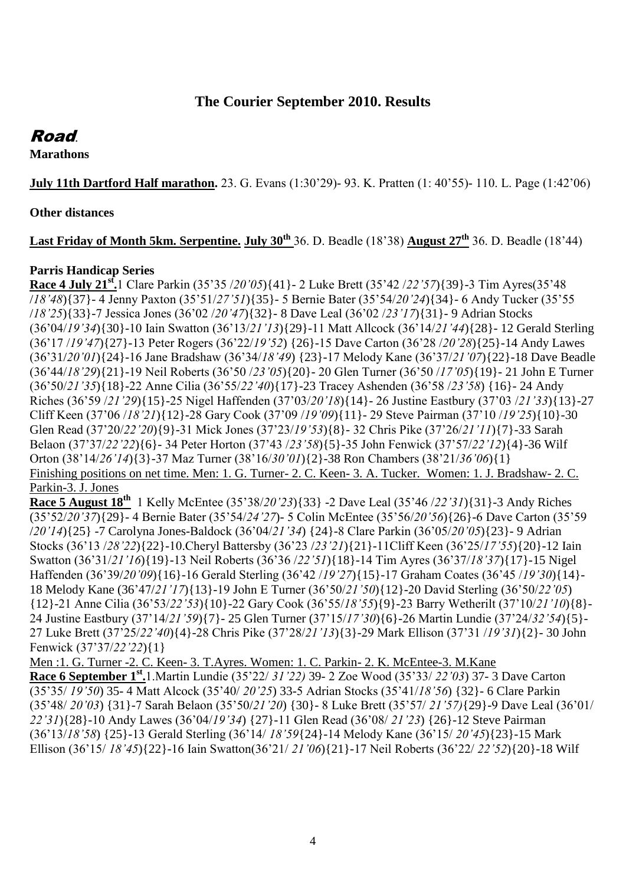# The Courier September 2010. Results

## Road.

**Marathons**

**July 11th Dartford Half marathon.** 23. G. Evans (1:30'29)- 93. K. Pratten (1: 40'55)- 110. L. Page (1:42'06)

**Other distances**

**Last Friday of Month 5km. Serpentine. July 30th** 36. D. Beadle (18'38) **August 27th** 36. D. Beadle (18'44)

**Parris Handicap Series**

**Race 4 July 21st.** 1 Clare Parkin (35'35 /*20'05*){41}- 2 Luke Brett (35'42 /*22'57*){39}-3 Tim Ayres(35'48 /*18'48*){37}- 4 Jenny Paxton (35'51/*27'51*){35}- 5 Bernie Bater (35'54/*20'24*){34}- 6 Andy Tucker (35'55 /*18'25*){33}-7 Jessica Jones (36'02 /*20'47*){32}- 8 Dave Leal (36'02 /*23'17*){31}- 9 Adrian Stocks (36'04/*19'34*){30}-10 Iain Swatton (36'13/*21'13*){29}-11 Matt Allcock (36'14/*21'44*){28}- 12 Gerald Sterling (36'17 /*19'47*){27}-13 Peter Rogers (36'22/*19'52*) {26}-15 Dave Carton (36'28 /*20'28*){25}-14 Andy Lawes (36'31/*20'01*){24}-16 Jane Bradshaw (36'34/*18'49*) {23}-17 Melody Kane (36'37/*21'07*){22}-18 Dave Beadle (36'44/*18'29*){21}-19 Neil Roberts (36'50 /*23'05*){20}- 20 Glen Turner (36'50 /*17'05*){19}- 21 John E Turner (36'50/*21'35*){18}-22 Anne Cilia (36'55/*22'40*){17}-23 Tracey Ashenden (36'58 /*23'58*) {16}- 24 Andy Riches (36'59 /*21'29*){15}-25 Nigel Haffenden (37'03/*20'18*){14}- 26 Justine Eastbury (37'03 /*21'33*){13}-27 Cliff Keen (37'06 /*18'21*){12}-28 Gary Cook (37'09 /*19'09*){11}- 29 Steve Pairman (37'10 /*19'25*){10}-30 Glen Read (37'20/*22'20*){9}-31 Mick Jones (37'23/*19'53*){8}- 32 Chris Pike (37'26/*21'11*){7}-33 Sarah Belaon (37'37/*22'22*){6}- 34 Peter Horton (37'43 /*23'58*){5}-35 John Fenwick (37'57/*22'12*){4}-36 Wilf Orton (38'14/*26'14*){3}-37 Maz Turner (38'16/*30'01*){2}-38 Ron Chambers (38'21/*36'06*){1}

Finishing positions on net time. Men: 1. G. Turner- 2. C. Keen- 3. A. Tucker. Women: 1. J. Bradshaw- 2. C. Parkin-3. J. Jones

**Race 5 August 18th** 1 Kelly McEntee (35'38/*20'23*){33} -2 Dave Leal (35'46 /*22'31*){31}-3 Andy Riches (35'52/*20'37*){29}- 4 Bernie Bater (35'54/*24'27*)- 5 Colin McEntee (35'56/*20'56*){26}-6 Dave Carton (35'59 /*20'14*){25} -7 Carolyna Jones-Baldock (36'04/*21'34*) {24}-8 Clare Parkin (36'05/*20'05*){23}- 9 Adrian Stocks (36'13 /*28'22*){22}-10.Cheryl Battersby (36'23 /*23'21*){21}-11Cliff Keen (36'25/*17'55*){20}-12 Iain Swatton (36'31/*21'16*){19}-13 Neil Roberts (36'36 /*22'51*){18}-14 Tim Ayres (36'37/*18'37*){17}-15 Nigel Haffenden (36'39/*20'09*){16}-16 Gerald Sterling (36'42 /*19'27*){15}-17 Graham Coates (36'45 /*19'30*){14}-18 Melody Kane (36'47/*21'17*){13}-19 John E Turner (36'50/*21'50*){12}-20 David Sterling (36'50/*22'05*) {12}-21 Anne Cilia (36'53/*22'53*){10}-22 Gary Cook (36'55/*18'55*){9}-23 Barry Wetherilt (37'10/*21'10*){8}-24 Justine Eastbury (37'14/*21'59*){7}- 25 Glen Turner (37'15/*17'30*){6}-26 Martin Lundie (37'24/*32'54*){5}-27 Luke Brett (37'25/*22'40*){4}-28 Chris Pike (37'28/*21'13*){3}-29 Mark Ellison (37'31 /*19'31*){2}- 30 John Fenwick (37'37/*22'22*){1}

Men :1. G. Turner -2. C. Keen- 3. T.Ayres. Women: 1. C. Parkin- 2. K. McEntee-3. M.Kane

**Race 6 September 1st.** 1.Martin Lundie (35'22/ *31'22)* 39- 2 Zoe Wood (35'33/ *22'03*) 37- 3 Dave Carton (35'35/ *19'50*) 35- 4 Matt Alcock (35'40/ *20'25*) 33-5 Adrian Stocks (35'41/*18'56*) {32}- 6 Clare Parkin (35'48/ *20'03*) {31}-7 Sarah Belaon (35'50/*21'20*) {30}- 8 Luke Brett (35'57/ *21'57)*{29}-9 Dave Leal (36'01/ *22'31*){28}-10 Andy Lawes (36'04/*19'34*) {27}-11 Glen Read (36'08/ *21'23*) {26}-12 Steve Pairman (36'13/*18'58*) {25}-13 Gerald Sterling (36'14/ *18'59*{24}-14 Melody Kane (36'15/ *20'45*){23}-15 Mark Ellison (36'15/ *18'45*){22}-16 Iain Swatton(36'21/ *21'06*){21}-17 Neil Roberts (36'22/ *22'52*){20}-18 Wilf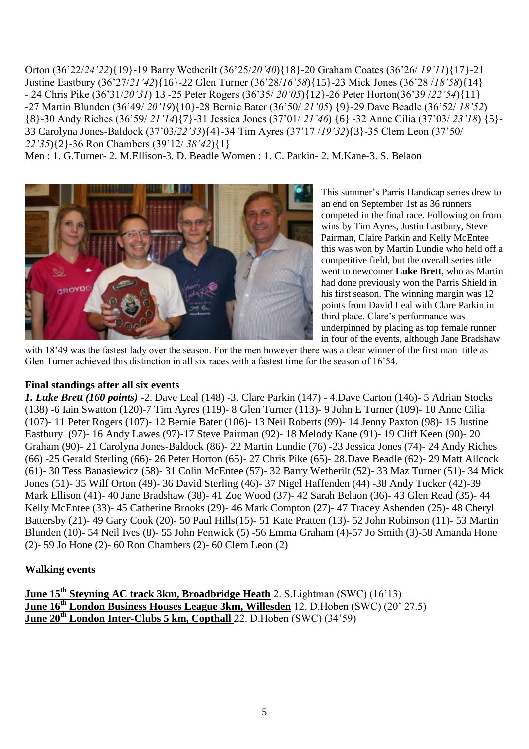Orton (36'22/*24'22*){19}-19 Barry Wetherilt (36'25/*20'40*){18}-20 Graham Coates (36'26/ *19'11*){17}-21 Justine Eastbury (36'27/*21'42*){16}-22 Glen Turner (36'28/*16'58*){15}-23 Mick Jones (36'28 /*18'58*){14} - 24 Chris Pike (36'31/*20'31*) 13 -25 Peter Rogers (36'35/ *20'05*){12}-26 Peter Horton(36'39 /*22'54*){11} -27 Martin Blunden (36'49/ *20'19*){10}-28 Bernie Bater (36'50/ *21'05*) {9}-29 Dave Beadle (36'52/ *18'52*) {8}-30 Andy Riches (36'59/ *21'14*){7}-31 Jessica Jones (37'01/ *21'46*) {6} -32 Anne Cilia (37'03/ *23'18*) {5}-33 Carolyna Jones-Baldock (37'03/*22'33*){4}-34 Tim Ayres (37'17 /*19'32*){3}-35 Clem Leon (37'50/ *22'35*){2}-36 Ron Chambers (39'12/ *38'42*){1}

Men : 1. G.Turner- 2. M.Ellison-3. D. Beadle Women : 1. C. Parkin- 2. M.Kane-3. S. Belaon

This summer's Parris Handicap series drew to an end on September 1st as 36 runners competed in the final race. Following on from wins by Tim Ayres, Justin Eastbury, Steve Pairman, Claire Parkin and Kelly McEntee this was won by Martin Lundie who held off a competitive field, but the overall series title went to newcomer **Luke Brett**, who as Martin had done previously won the Parris Shield in his first season. The winning margin was 12 points from David Leal with Clare Parkin in third place. Clare's performance was underpinned by placing as top female runner in four of the events, although Jane Bradshaw with 18'49 was the fastest lady over the season. For the men however there was a clear winner of the first man title as Glen Turner achieved this distinction in all six races with a fastest time for the season of 16'54.

**Final standings after all six events**

***1. Luke Brett (160 points)*** -2. Dave Leal (148) -3. Clare Parkin (147) - 4.Dave Carton (146)- 5 Adrian Stocks (138) -6 Iain Swatton (120)-7 Tim Ayres (119)- 8 Glen Turner (113)- 9 John E Turner (109)- 10 Anne Cilia (107)- 11 Peter Rogers (107)- 12 Bernie Bater (106)- 13 Neil Roberts (99)- 14 Jenny Paxton (98)- 15 Justine Eastbury (97)- 16 Andy Lawes (97)-17 Steve Pairman (92)- 18 Melody Kane (91)- 19 Cliff Keen (90)- 20 Graham (90)- 21 Carolyna Jones-Baldock (86)- 22 Martin Lundie (76) -23 Jessica Jones (74)- 24 Andy Riches (66) -25 Gerald Sterling (66)- 26 Peter Horton (65)- 27 Chris Pike (65)- 28.Dave Beadle (62)- 29 Matt Allcock (61)- 30 Tess Banasiewicz (58)- 31 Colin McEntee (57)- 32 Barry Wetherilt (52)- 33 Maz Turner (51)- 34 Mick Jones (51)- 35 Wilf Orton (49)- 36 David Sterling (46)- 37 Nigel Haffenden (44) -38 Andy Tucker (42)-39 Mark Ellison (41)- 40 Jane Bradshaw (38)- 41 Zoe Wood (37)- 42 Sarah Belaon (36)- 43 Glen Read (35)- 44 Kelly McEntee (33)- 45 Catherine Brooks (29)- 46 Mark Compton (27)- 47 Tracey Ashenden (25)- 48 Cheryl Battersby (21)- 49 Gary Cook (20)- 50 Paul Hills(15)- 51 Kate Pratten (13)- 52 John Robinson (11)- 53 Martin Blunden (10)- 54 Neil Ives (8)- 55 John Fenwick (5) -56 Emma Graham (4)-57 Jo Smith (3)-58 Amanda Hone (2)- 59 Jo Hone (2)- 60 Ron Chambers (2)- 60 Clem Leon (2)

**Walking events**

**June 15th Steyning AC track 3km, Broadbridge Heath** 2. S.Lightman (SWC) (16'13)
**June 16th London Business Houses League 3km, Willesden** 12. D.Hoben (SWC) (20' 27.5)
**June 20th London Inter-Clubs 5 km, Copthall** 22. D.Hoben (SWC) (34'59)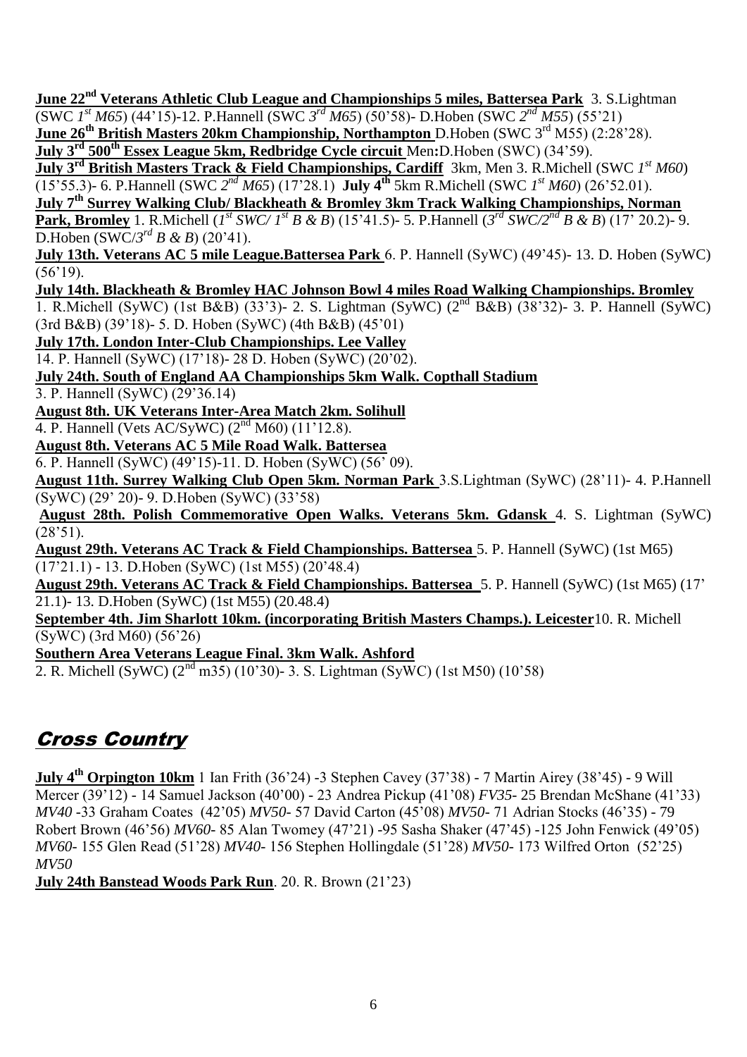**June 22nd Veterans Athletic Club League and Championships 5 miles, Battersea Park** 3. S.Lightman (SWC *1st M65*) (44'15)-12. P.Hannell (SWC *3rd M65*) (50'58)- D.Hoben (SWC *2nd M55*) (55'21)

**June 26th British Masters 20km Championship, Northampton** D.Hoben (SWC 3rd M55) (2:28'28).

**July 3rd 500th Essex League 5km, Redbridge Cycle circuit** Men**:**D.Hoben (SWC) (34'59).

**July 3rd British Masters Track & Field Championships, Cardiff** 3km, Men 3. R.Michell (SWC *1st M60*) (15'55.3)- 6. P.Hannell (SWC *2nd M65*) (17'28.1) **July 4th** 5km R.Michell (SWC *1st M60*) (26'52.01).

**July 7th Surrey Walking Club/ Blackheath & Bromley 3km Track Walking Championships, Norman Park, Bromley** 1. R.Michell (*1st SWC/ 1st B & B*) (15'41.5)- 5. P.Hannell (*3rd SWC/2nd B & B*) (17' 20.2)- 9. D.Hoben (SWC/*3rd B & B*) (20'41).

**July 13th. Veterans AC 5 mile League.Battersea Park** 6. P. Hannell (SyWC) (49'45)- 13. D. Hoben (SyWC) (56'19).

**July 14th. Blackheath & Bromley HAC Johnson Bowl 4 miles Road Walking Championships. Bromley**
1. R.Michell (SyWC) (1st B&B) (33'3)- 2. S. Lightman (SyWC) (2nd B&B) (38'32)- 3. P. Hannell (SyWC) (3rd B&B) (39'18)- 5. D. Hoben (SyWC) (4th B&B) (45'01)

**July 17th. London Inter-Club Championships. Lee Valley**
14. P. Hannell (SyWC) (17'18)- 28 D. Hoben (SyWC) (20'02).

**July 24th. South of England AA Championships 5km Walk. Copthall Stadium**
3. P. Hannell (SyWC) (29'36.14)

**August 8th. UK Veterans Inter-Area Match 2km. Solihull**
4. P. Hannell (Vets AC/SyWC) (2nd M60) (11'12.8).

**August 8th. Veterans AC 5 Mile Road Walk. Battersea**
6. P. Hannell (SyWC) (49'15)-11. D. Hoben (SyWC) (56' 09).

**August 11th. Surrey Walking Club Open 5km. Norman Park** 3.S.Lightman (SyWC) (28'11)- 4. P.Hannell (SyWC) (29' 20)- 9. D.Hoben (SyWC) (33'58)

**August 28th. Polish Commemorative Open Walks. Veterans 5km. Gdansk** 4. S. Lightman (SyWC) (28'51).

**August 29th. Veterans AC Track & Field Championships. Battersea** 5. P. Hannell (SyWC) (1st M65) (17'21.1) - 13. D.Hoben (SyWC) (1st M55) (20'48.4)

**August 29th. Veterans AC Track & Field Championships. Battersea** 5. P. Hannell (SyWC) (1st M65) (17' 21.1)- 13. D.Hoben (SyWC) (1st M55) (20.48.4)

**September 4th. Jim Sharlott 10km. (incorporating British Masters Champs.). Leicester**10. R. Michell (SyWC) (3rd M60) (56'26)

**Southern Area Veterans League Final. 3km Walk. Ashford**
2. R. Michell (SyWC) (2nd m35) (10'30)- 3. S. Lightman (SyWC) (1st M50) (10'58)

## *Cross Country*

**July 4th Orpington 10km** 1 Ian Frith (36'24) -3 Stephen Cavey (37'38) - 7 Martin Airey (38'45) - 9 Will Mercer (39'12) - 14 Samuel Jackson (40'00) - 23 Andrea Pickup (41'08) *FV35*- 25 Brendan McShane (41'33) *MV40* -33 Graham Coates (42'05) *MV50*- 57 David Carton (45'08) *MV50*- 71 Adrian Stocks (46'35) - 79 Robert Brown (46'56) *MV60*- 85 Alan Twomey (47'21) -95 Sasha Shaker (47'45) -125 John Fenwick (49'05) *MV60*- 155 Glen Read (51'28) *MV40*- 156 Stephen Hollingdale (51'28) *MV50*- 173 Wilfred Orton (52'25) *MV50*

**July 24th Banstead Woods Park Run**. 20. R. Brown (21'23)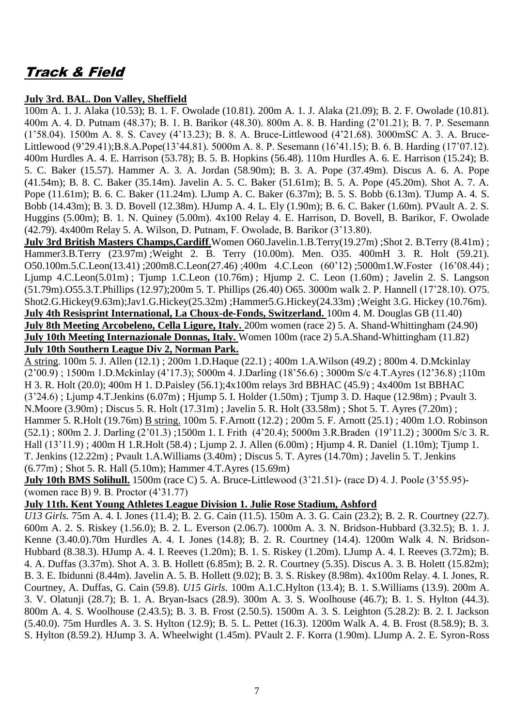## Track & Field

**July 3rd. BAL. Don Valley, Sheffield**

100m A. 1. J. Alaka (10.53); B. 1. F. Owolade (10.81). 200m A. 1. J. Alaka (21.09); B. 2. F. Owolade (10.81). 400m A. 4. D. Putnam (48.37); B. 1. B. Barikor (48.30). 800m A. 8. B. Harding (2'01.21); B. 7. P. Sesemann (1'58.04). 1500m A. 8. S. Cavey (4'13.23); B. 8. A. Bruce-Littlewood (4'21.68). 3000mSC A. 3. A. Bruce-Littlewood (9'29.41);B.8.A.Pope(13'44.81). 5000m A. 8. P. Sesemann (16'41.15); B. 6. B. Harding (17'07.12). 400m Hurdles A. 4. E. Harrison (53.78); B. 5. B. Hopkins (56.48). 110m Hurdles A. 6. E. Harrison (15.24); B. 5. C. Baker (15.57). Hammer A. 3. A. Jordan (58.90m); B. 3. A. Pope (37.49m). Discus A. 6. A. Pope (41.54m); B. 8. C. Baker (35.14m). Javelin A. 5. C. Baker (51.61m); B. 5. A. Pope (45.20m). Shot A. 7. A. Pope (11.61m); B. 6. C. Baker (11.24m). LJump A. C. Baker (6.37m); B. 5. S. Bobb (6.13m). TJump A. 4. S. Bobb (14.43m); B. 3. D. Bovell (12.38m). HJump A. 4. L. Ely (1.90m); B. 6. C. Baker (1.60m). PVault A. 2. S. Huggins (5.00m); B. 1. N. Quiney (5.00m). 4x100 Relay 4. E. Harrison, D. Bovell, B. Barikor, F. Owolade (42.79). 4x400m Relay 5. A. Wilson, D. Putnam, F. Owolade, B. Barikor (3'13.80).

**July 3rd British Masters Champs,Cardiff**.Women O60.Javelin.1.B.Terry(19.27m) ;Shot 2. B.Terry (8.41m) ; Hammer3.B.Terry (23.97m) ;Weight 2. B. Terry (10.00m). Men. O35. 400mH 3. R. Holt (59.21). O50.100m.5.C.Leon(13.41) ;200m8.C.Leon(27.46) ;400m 4.C.Leon (60'12) ;5000m1.W.Foster (16'08.44) ; Ljump 4.C.Leon(5.01m) ; Tjump 1.C.Leon (10.76m) ; Hjump 2. C. Leon (1.60m) ; Javelin 2. S. Langson (51.79m).O55.3.T.Phillips (12.97);200m 5. T. Phillips (26.40) O65. 3000m walk 2. P. Hannell (17'28.10). O75. Shot2.G.Hickey(9.63m);Jav1.G.Hickey(25.32m) ;Hammer5.G.Hickey(24.33m) ;Weight 3.G. Hickey (10.76m).

**July 4th Resisprint International, La Choux-de-Fonds, Switzerland.** 100m 4. M. Douglas GB (11.40)

**July 8th Meeting Arcobeleno, Cella Ligure, Italy.** 200m women (race 2) 5. A. Shand-Whittingham (24.90)

**July 10th Meeting Internazionale Donnas, Italy.** Women 100m (race 2) 5.A.Shand-Whittingham (11.82)

**July 10th Southern League Div 2, Norman Park.**

A string. 100m 5. J. Allen (12.1) ; 200m 1.D.Haque (22.1) ; 400m 1.A.Wilson (49.2) ; 800m 4. D.Mckinlay (2'00.9) ; 1500m 1.D.Mckinlay (4'17.3); 5000m 4. J.Darling (18'56.6) ; 3000m S/c 4.T.Ayres (12'36.8) ;110m H 3. R. Holt (20.0); 400m H 1. D.Paisley (56.1);4x100m relays 3rd BBHAC (45.9) ; 4x400m 1st BBHAC (3'24.6) ; Ljump 4.T.Jenkins (6.07m) ; Hjump 5. I. Holder (1.50m) ; Tjump 3. D. Haque (12.98m) ; Pvault 3. N.Moore (3.90m) ; Discus 5. R. Holt (17.31m) ; Javelin 5. R. Holt (33.58m) ; Shot 5. T. Ayres (7.20m) ; Hammer 5. R.Holt (19.76m) B string. 100m 5. F.Arnott (12.2) ; 200m 5. F. Arnott (25.1) ; 400m 1.O. Robinson (52.1) ; 800m 2. J. Darling (2'01.3) ;1500m 1. I. Frith (4'20.4); 5000m 3.R.Braden (19'11.2) ; 3000m S/c 3. R. Hall (13'11.9) ; 400m H 1.R.Holt (58.4) ; Ljump 2. J. Allen (6.00m) ; Hjump 4. R. Daniel (1.10m); Tjump 1. T. Jenkins (12.22m) ; Pvault 1.A.Williams (3.40m) ; Discus 5. T. Ayres (14.70m) ; Javelin 5. T. Jenkins (6.77m) ; Shot 5. R. Hall (5.10m); Hammer 4.T.Ayres (15.69m)

**July 10th BMS Solihull.** 1500m (race C) 5. A. Bruce-Littlewood (3'21.51)- (race D) 4. J. Poole (3'55.95)- (women race B) 9. B. Proctor (4'31.77)

**July 11th. Kent Young Athletes League Division 1. Julie Rose Stadium, Ashford**

*U13 Girls.* 75m A. 4. I. Jones (11.4); B. 2. G. Cain (11.5). 150m A. 3. G. Cain (23.2); B. 2. R. Courtney (22.7). 600m A. 2. S. Riskey (1.56.0); B. 2. L. Everson (2.06.7). 1000m A. 3. N. Bridson-Hubbard (3.32.5); B. 1. J. Kenne (3.40.0).70m Hurdles A. 4. I. Jones (14.8); B. 2. R. Courtney (14.4). 1200m Walk 4. N. Bridson-Hubbard (8.38.3). HJump A. 4. I. Reeves (1.20m); B. 1. S. Riskey (1.20m). LJump A. 4. I. Reeves (3.72m); B. 4. A. Duffas (3.37m). Shot A. 3. B. Hollett (6.85m); B. 2. R. Courtney (5.35). Discus A. 3. B. Holett (15.82m); B. 3. E. Ibidunni (8.44m). Javelin A. 5. B. Hollett (9.02); B. 3. S. Riskey (8.98m). 4x100m Relay. 4. I. Jones, R. Courtney, A. Duffas, G. Cain (59.8). *U15 Girls.* 100m A.1.C.Hylton (13.4); B. 1. S.Williams (13.9). 200m A. 3. V. Olatunji (28.7); B. 1. A. Bryan-Isacs (28.9). 300m A. 3. S. Woolhouse (46.7); B. 1. S. Hylton (44.3). 800m A. 4. S. Woolhouse (2.43.5); B. 3. B. Frost (2.50.5). 1500m A. 3. S. Leighton (5.28.2): B. 2. I. Jackson (5.40.0). 75m Hurdles A. 3. S. Hylton (12.9); B. 5. L. Pettet (16.3). 1200m Walk A. 4. B. Frost (8.58.9); B. 3. S. Hylton (8.59.2). HJump 3. A. Wheelwight (1.45m). PVault 2. F. Korra (1.90m). LJump A. 2. E. Syron-Ross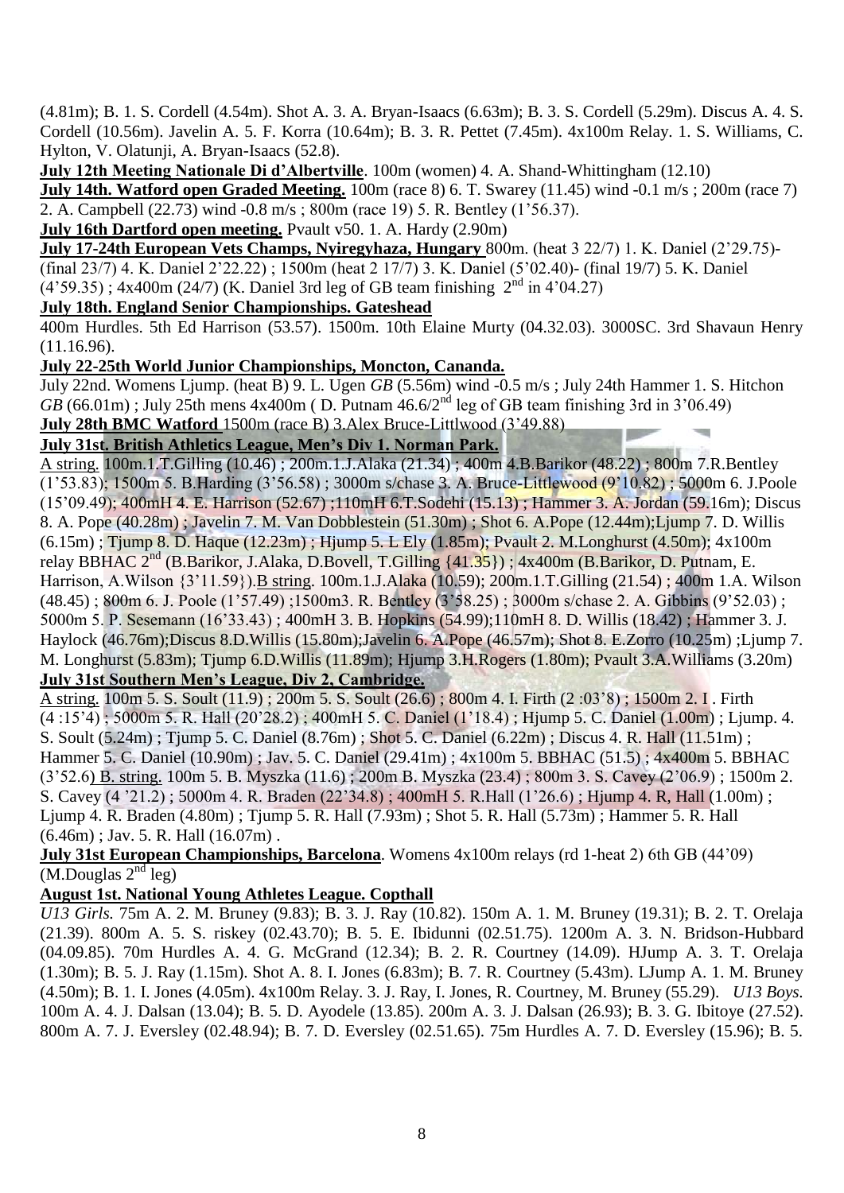(4.81m); B. 1. S. Cordell (4.54m). Shot A. 3. A. Bryan-Isaacs (6.63m); B. 3. S. Cordell (5.29m). Discus A. 4. S. Cordell (10.56m). Javelin A. 5. F. Korra (10.64m); B. 3. R. Pettet (7.45m). 4x100m Relay. 1. S. Williams, C. Hylton, V. Olatunji, A. Bryan-Isaacs (52.8).

**July 12th Meeting Nationale Di d'Albertville**. 100m (women) 4. A. Shand-Whittingham (12.10)

**July 14th. Watford open Graded Meeting.** 100m (race 8) 6. T. Swarey (11.45) wind -0.1 m/s ; 200m (race 7) 2. A. Campbell (22.73) wind -0.8 m/s ; 800m (race 19) 5. R. Bentley (1'56.37).

**July 16th Dartford open meeting.** Pvault v50. 1. A. Hardy (2.90m)

**July 17-24th European Vets Champs, Nyiregyhaza, Hungary** 800m. (heat 3 22/7) 1. K. Daniel (2'29.75)- (final 23/7) 4. K. Daniel 2'22.22) ; 1500m (heat 2 17/7) 3. K. Daniel (5'02.40)- (final 19/7) 5. K. Daniel (4'59.35) ; 4x400m (24/7) (K. Daniel 3rd leg of GB team finishing 2nd in 4'04.27)

**July 18th. England Senior Championships. Gateshead**

400m Hurdles. 5th Ed Harrison (53.57). 1500m. 10th Elaine Murty (04.32.03). 3000SC. 3rd Shavaun Henry (11.16.96).

**July 22-25th World Junior Championships, Moncton, Canada.**

July 22nd. Womens Ljump. (heat B) 9. L. Ugen *GB* (5.56m) wind -0.5 m/s ; July 24th Hammer 1. S. Hitchon *GB* (66.01m) ; July 25th mens 4x400m ( D. Putnam 46.6/2nd leg of GB team finishing 3rd in 3'06.49)

**July 28th BMC Watford** 1500m (race B) 3.Alex Bruce-Littlwood (3'49.88)

**July 31st. British Athletics League, Men's Div 1. Norman Park.**

A string. 100m.1.T.Gilling (10.46) ; 200m.1.J.Alaka (21.34) ; 400m 4.B.Barikor (48.22) ; 800m 7.R.Bentley (1'53.83); 1500m 5. B.Harding (3'56.58) ; 3000m s/chase 3. A. Bruce-Littlewood (9'10.82) ; 5000m 6. J.Poole (15'09.49); 400mH 4. E. Harrison (52.67) ;110mH 6.T.Sodehi (15.13) ; Hammer 3. A. Jordan (59.16m); Discus 8. A. Pope (40.28m) ; Javelin 7. M. Van Dobblestein (51.30m) ; Shot 6. A.Pope (12.44m);Ljump 7. D. Willis (6.15m) ; Tjump 8. D. Haque (12.23m) ; Hjump 5. L Ely (1.85m); Pvault 2. M.Longhurst (4.50m); 4x100m relay BBHAC 2nd (B.Barikor, J.Alaka, D.Bovell, T.Gilling {41.35}) ; 4x400m (B.Barikor, D. Putnam, E. Harrison, A.Wilson {3'11.59}).B string. 100m.1.J.Alaka (10.59); 200m.1.T.Gilling (21.54) ; 400m 1.A. Wilson (48.45) ; 800m 6. J. Poole (1'57.49) ;1500m3. R. Bentley (3'58.25) ; 3000m s/chase 2. A. Gibbins (9'52.03) ; 5000m 5. P. Sesemann (16'33.43) ; 400mH 3. B. Hopkins (54.99);110mH 8. D. Willis (18.42) ; Hammer 3. J. Haylock (46.76m);Discus 8.D.Willis (15.80m);Javelin 6. A.Pope (46.57m); Shot 8. E.Zorro (10.25m) ;Ljump 7. M. Longhurst (5.83m); Tjump 6.D.Willis (11.89m); Hjump 3.H.Rogers (1.80m); Pvault 3.A.Williams (3.20m)

**July 31st Southern Men's League, Div 2, Cambridge.**

A string. 100m 5. S. Soult (11.9) ; 200m 5. S. Soult (26.6) ; 800m 4. I. Firth (2 :03'8) ; 1500m 2. I . Firth (4 :15'4) ; 5000m 5. R. Hall (20'28.2) ; 400mH 5. C. Daniel (1'18.4) ; Hjump 5. C. Daniel (1.00m) ; Ljump. 4. S. Soult (5.24m) ; Tjump 5. C. Daniel (8.76m) ; Shot 5. C. Daniel (6.22m) ; Discus 4. R. Hall (11.51m) ; Hammer 5. C. Daniel (10.90m) ; Jav. 5. C. Daniel (29.41m) ; 4x100m 5. BBHAC (51.5) ; 4x400m 5. BBHAC (3'52.6) B. string. 100m 5. B. Myszka (11.6) ; 200m B. Myszka (23.4) ; 800m 3. S. Cavey (2'06.9) ; 1500m 2. S. Cavey (4 '21.2) ; 5000m 4. R. Braden (22'34.8) ; 400mH 5. R.Hall (1'26.6) ; Hjump 4. R, Hall (1.00m) ; Ljump 4. R. Braden (4.80m) ; Tjump 5. R. Hall (7.93m) ; Shot 5. R. Hall (5.73m) ; Hammer 5. R. Hall (6.46m) ; Jav. 5. R. Hall (16.07m) .

**July 31st European Championships, Barcelona**. Womens 4x100m relays (rd 1-heat 2) 6th GB (44'09) (M.Douglas 2nd leg)

**August 1st. National Young Athletes League. Copthall**

*U13 Girls.* 75m A. 2. M. Bruney (9.83); B. 3. J. Ray (10.82). 150m A. 1. M. Bruney (19.31); B. 2. T. Orelaja (21.39). 800m A. 5. S. riskey (02.43.70); B. 5. E. Ibidunni (02.51.75). 1200m A. 3. N. Bridson-Hubbard (04.09.85). 70m Hurdles A. 4. G. McGrand (12.34); B. 2. R. Courtney (14.09). HJump A. 3. T. Orelaja (1.30m); B. 5. J. Ray (1.15m). Shot A. 8. I. Jones (6.83m); B. 7. R. Courtney (5.43m). LJump A. 1. M. Bruney (4.50m); B. 1. I. Jones (4.05m). 4x100m Relay. 3. J. Ray, I. Jones, R. Courtney, M. Bruney (55.29). *U13 Boys.* 100m A. 4. J. Dalsan (13.04); B. 5. D. Ayodele (13.85). 200m A. 3. J. Dalsan (26.93); B. 3. G. Ibitoye (27.52). 800m A. 7. J. Eversley (02.48.94); B. 7. D. Eversley (02.51.65). 75m Hurdles A. 7. D. Eversley (15.96); B. 5.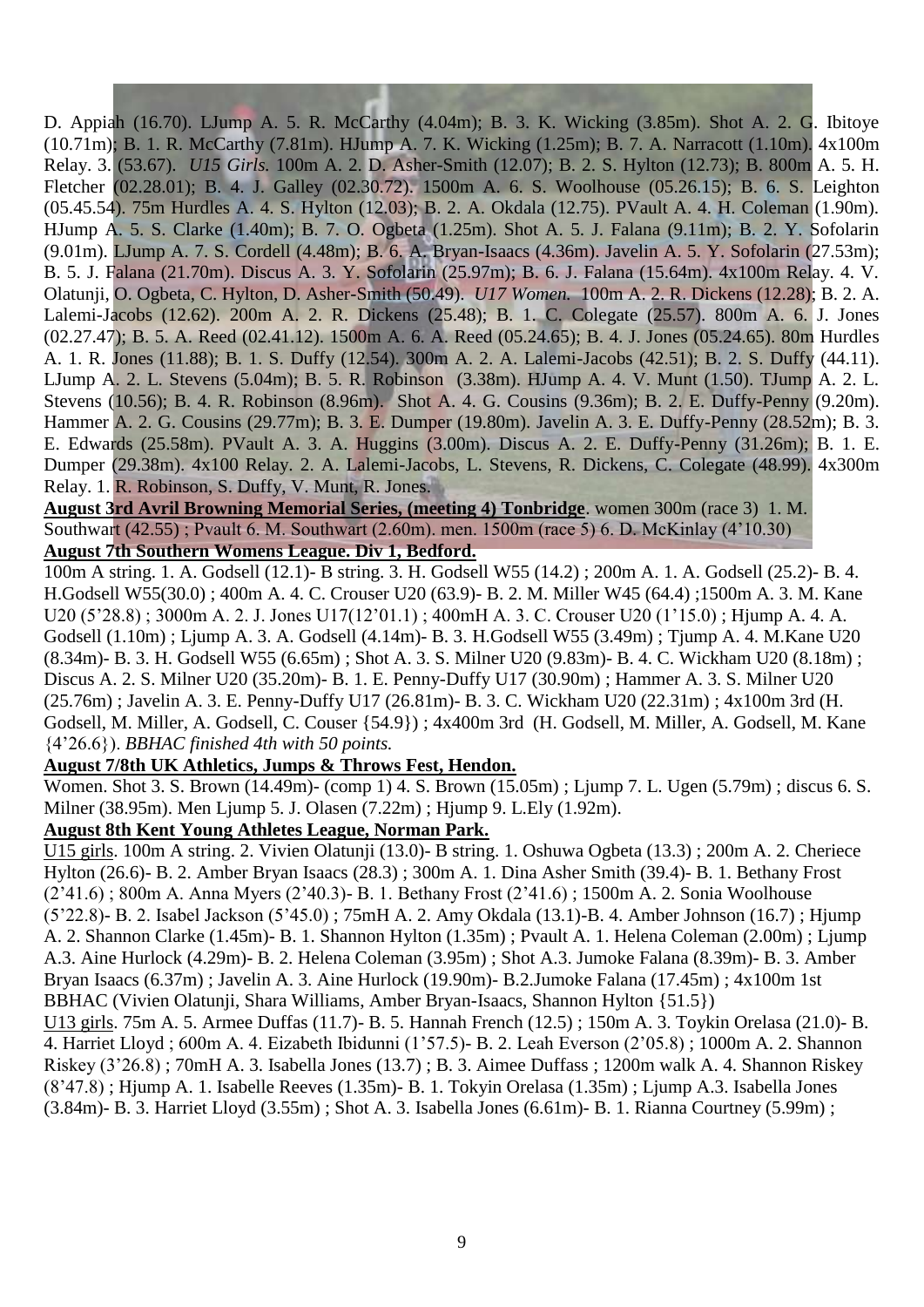D. Appiah (16.70). LJump A. 5. R. McCarthy (4.04m); B. 3. K. Wicking (3.85m). Shot A. 2. G. Ibitoye (10.71m); B. 1. R. McCarthy (7.81m). HJump A. 7. K. Wicking (1.25m); B. 7. A. Narracott (1.10m). 4x100m Relay. 3. (53.67). *U15 Girls.* 100m A. 2. D. Asher-Smith (12.07); B. 2. S. Hylton (12.73); B. 800m A. 5. H. Fletcher (02.28.01); B. 4. J. Galley (02.30.72). 1500m A. 6. S. Woolhouse (05.26.15); B. 6. S. Leighton (05.45.54). 75m Hurdles A. 4. S. Hylton (12.03); B. 2. A. Okdala (12.75). PVault A. 4. H. Coleman (1.90m). HJump A. 5. S. Clarke (1.40m); B. 7. O. Ogbeta (1.25m). Shot A. 5. J. Falana (9.11m); B. 2. Y. Sofolarin (9.01m). LJump A. 7. S. Cordell (4.48m); B. 6. A. Bryan-Isaacs (4.36m). Javelin A. 5. Y. Sofolarin (27.53m); B. 5. J. Falana (21.70m). Discus A. 3. Y. Sofolarin (25.97m); B. 6. J. Falana (15.64m). 4x100m Relay. 4. V. Olatunji, O. Ogbeta, C. Hylton, D. Asher-Smith (50.49). *U17 Women.* 100m A. 2. R. Dickens (12.28); B. 2. A. Lalemi-Jacobs (12.62). 200m A. 2. R. Dickens (25.48); B. 1. C. Colegate (25.57). 800m A. 6. J. Jones (02.27.47); B. 5. A. Reed (02.41.12). 1500m A. 6. A. Reed (05.24.65); B. 4. J. Jones (05.24.65). 80m Hurdles A. 1. R. Jones (11.88); B. 1. S. Duffy (12.54). 300m A. 2. A. Lalemi-Jacobs (42.51); B. 2. S. Duffy (44.11). LJump A. 2. L. Stevens (5.04m); B. 5. R. Robinson (3.38m). HJump A. 4. V. Munt (1.50). TJump A. 2. L. Stevens (10.56); B. 4. R. Robinson (8.96m). Shot A. 4. G. Cousins (9.36m); B. 2. E. Duffy-Penny (9.20m). Hammer A. 2. G. Cousins (29.77m); B. 3. E. Dumper (19.80m). Javelin A. 3. E. Duffy-Penny (28.52m); B. 3. E. Edwards (25.58m). PVault A. 3. A. Huggins (3.00m). Discus A. 2. E. Duffy-Penny (31.26m); B. 1. E. Dumper (29.38m). 4x100 Relay. 2. A. Lalemi-Jacobs, L. Stevens, R. Dickens, C. Colegate (48.99). 4x300m Relay. 1. R. Robinson, S. Duffy, V. Munt, R. Jones.

**August 3rd Avril Browning Memorial Series, (meeting 4) Tonbridge**. women 300m (race 3) 1. M. Southwart (42.55) ; Pvault 6. M. Southwart (2.60m). men. 1500m (race 5) 6. D. McKinlay (4'10.30)

**August 7th Southern Womens League. Div 1, Bedford.**

100m A string. 1. A. Godsell (12.1)- B string. 3. H. Godsell W55 (14.2) ; 200m A. 1. A. Godsell (25.2)- B. 4. H.Godsell W55(30.0) ; 400m A. 4. C. Crouser U20 (63.9)- B. 2. M. Miller W45 (64.4) ;1500m A. 3. M. Kane U20 (5'28.8) ; 3000m A. 2. J. Jones U17(12'01.1) ; 400mH A. 3. C. Crouser U20 (1'15.0) ; Hjump A. 4. A. Godsell (1.10m) ; Ljump A. 3. A. Godsell (4.14m)- B. 3. H.Godsell W55 (3.49m) ; Tjump A. 4. M.Kane U20 (8.34m)- B. 3. H. Godsell W55 (6.65m) ; Shot A. 3. S. Milner U20 (9.83m)- B. 4. C. Wickham U20 (8.18m) ; Discus A. 2. S. Milner U20 (35.20m)- B. 1. E. Penny-Duffy U17 (30.90m) ; Hammer A. 3. S. Milner U20 (25.76m) ; Javelin A. 3. E. Penny-Duffy U17 (26.81m)- B. 3. C. Wickham U20 (22.31m) ; 4x100m 3rd (H. Godsell, M. Miller, A. Godsell, C. Couser {54.9}) ; 4x400m 3rd (H. Godsell, M. Miller, A. Godsell, M. Kane {4'26.6}). *BBHAC finished 4th with 50 points.*

**August 7/8th UK Athletics, Jumps & Throws Fest, Hendon.**

Women. Shot 3. S. Brown (14.49m)- (comp 1) 4. S. Brown (15.05m) ; Ljump 7. L. Ugen (5.79m) ; discus 6. S. Milner (38.95m). Men Ljump 5. J. Olasen (7.22m) ; Hjump 9. L.Ely (1.92m).

**August 8th Kent Young Athletes League, Norman Park.**

U15 girls. 100m A string. 2. Vivien Olatunji (13.0)- B string. 1. Oshuwa Ogbeta (13.3) ; 200m A. 2. Cheriece Hylton (26.6)- B. 2. Amber Bryan Isaacs (28.3) ; 300m A. 1. Dina Asher Smith (39.4)- B. 1. Bethany Frost (2'41.6) ; 800m A. Anna Myers (2'40.3)- B. 1. Bethany Frost (2'41.6) ; 1500m A. 2. Sonia Woolhouse (5'22.8)- B. 2. Isabel Jackson (5'45.0) ; 75mH A. 2. Amy Okdala (13.1)-B. 4. Amber Johnson (16.7) ; Hjump A. 2. Shannon Clarke (1.45m)- B. 1. Shannon Hylton (1.35m) ; Pvault A. 1. Helena Coleman (2.00m) ; Ljump A.3. Aine Hurlock (4.29m)- B. 2. Helena Coleman (3.95m) ; Shot A.3. Jumoke Falana (8.39m)- B. 3. Amber Bryan Isaacs (6.37m) ; Javelin A. 3. Aine Hurlock (19.90m)- B.2.Jumoke Falana (17.45m) ; 4x100m 1st BBHAC (Vivien Olatunji, Shara Williams, Amber Bryan-Isaacs, Shannon Hylton {51.5})

U13 girls. 75m A. 5. Armee Duffas (11.7)- B. 5. Hannah French (12.5) ; 150m A. 3. Toykin Orelasa (21.0)- B. 4. Harriet Lloyd ; 600m A. 4. Eizabeth Ibidunni (1'57.5)- B. 2. Leah Everson (2'05.8) ; 1000m A. 2. Shannon Riskey (3'26.8) ; 70mH A. 3. Isabella Jones (13.7) ; B. 3. Aimee Duffass ; 1200m walk A. 4. Shannon Riskey (8'47.8) ; Hjump A. 1. Isabelle Reeves (1.35m)- B. 1. Tokyin Orelasa (1.35m) ; Ljump A.3. Isabella Jones (3.84m)- B. 3. Harriet Lloyd (3.55m) ; Shot A. 3. Isabella Jones (6.61m)- B. 1. Rianna Courtney (5.99m) ;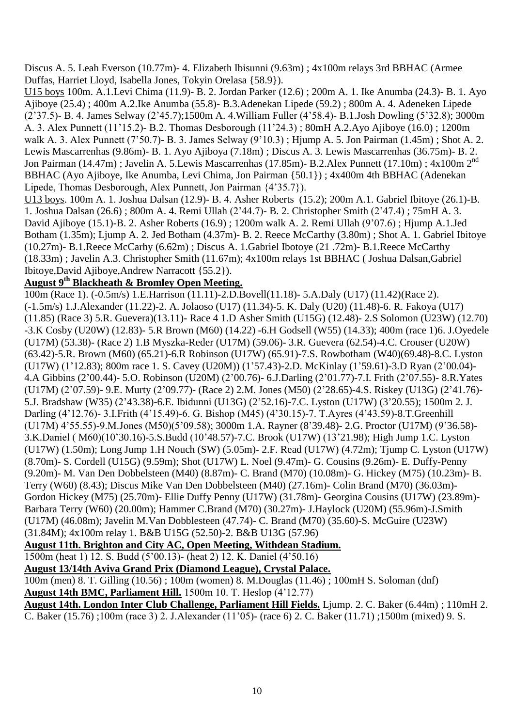Discus A. 5. Leah Everson (10.77m)- 4. Elizabeth Ibisunni (9.63m) ; 4x100m relays 3rd BBHAC (Armee Duffas, Harriet Lloyd, Isabella Jones, Tokyin Orelasa {58.9}).

U15 boys 100m. A.1.Levi Chima (11.9)- B. 2. Jordan Parker (12.6) ; 200m A. 1. Ike Anumba (24.3)- B. 1. Ayo Ajiboye (25.4) ; 400m A.2.Ike Anumba (55.8)- B.3.Adenekan Lipede (59.2) ; 800m A. 4. Adeneken Lipede (2'37.5)- B. 4. James Selway (2'45.7);1500m A. 4.William Fuller (4'58.4)- B.1.Josh Dowling (5'32.8); 3000m A. 3. Alex Punnett (11'15.2)- B.2. Thomas Desborough (11'24.3) ; 80mH A.2.Ayo Ajiboye (16.0) ; 1200m walk A. 3. Alex Punnett (7'50.7)- B. 3. James Selway (9'10.3) ; Hjump A. 5. Jon Pairman (1.45m) ; Shot A. 2. Lewis Mascarrenhas (9.86m)- B. 1. Ayo Ajiboya (7.18m) ; Discus A. 3. Lewis Mascarrenhas (36.75m)- B. 2. Jon Pairman (14.47m) ; Javelin A. 5.Lewis Mascarrenhas (17.85m)- B.2.Alex Punnett (17.10m) ; 4x100m 2nd BBHAC (Ayo Ajiboye, Ike Anumba, Levi Chima, Jon Pairman {50.1}) ; 4x400m 4th BBHAC (Adenekan Lipede, Thomas Desborough, Alex Punnett, Jon Pairman {4'35.7}).

U13 boys. 100m A. 1. Joshua Dalsan (12.9)- B. 4. Asher Roberts (15.2); 200m A.1. Gabriel Ibitoye (26.1)-B. 1. Joshua Dalsan (26.6) ; 800m A. 4. Remi Ullah (2'44.7)- B. 2. Christopher Smith (2'47.4) ; 75mH A. 3. David Ajiboye (15.1)-B. 2. Asher Roberts (16.9) ; 1200m walk A. 2. Remi Ullah (9'07.6) ; Hjump A.1.Jed Botham (1.35m); Ljump A. 2. Jed Botham (4.37m)- B. 2. Reece McCarthy (3.80m) ; Shot A. 1. Gabriel Ibitoye (10.27m)- B.1.Reece McCarhy (6.62m) ; Discus A. 1.Gabriel Ibotoye (21 .72m)- B.1.Reece McCarthy (18.33m) ; Javelin A.3. Christopher Smith (11.67m); 4x100m relays 1st BBHAC ( Joshua Dalsan,Gabriel Ibitoye,David Ajiboye,Andrew Narracott {55.2}).

**August 9th Blackheath & Bromley Open Meeting.**

100m (Race 1). (-0.5m/s) 1.E.Harrison (11.11)-2.D.Bovell(11.18)- 5.A.Daly (U17) (11.42)(Race 2). (-1.5m/s) 1.J.Alexander (11.22)-2. A. Jolaoso (U17) (11.34)-5. K. Daly (U20) (11.48)-6. R. Fakoya (U17) (11.85) (Race 3) 5.R. Guevera)(13.11)- Race 4 1.D Asher Smith (U15G) (12.48)- 2.S Solomon (U23W) (12.70) -3.K Cosby (U20W) (12.83)- 5.R Brown (M60) (14.22) -6.H Godsell (W55) (14.33); 400m (race 1)6. J.Oyedele (U17M) (53.38)- (Race 2) 1.B Myszka-Reder (U17M) (59.06)- 3.R. Guevera (62.54)-4.C. Crouser (U20W) (63.42)-5.R. Brown (M60) (65.21)-6.R Robinson (U17W) (65.91)-7.S. Rowbotham (W40)(69.48)-8.C. Lyston (U17W) (1'12.83); 800m race 1. S. Cavey (U20M)) (1'57.43)-2.D. McKinlay (1'59.61)-3.D Ryan (2'00.04)-4.A Gibbins (2'00.44)- 5.O. Robinson (U20M) (2'00.76)- 6.J.Darling (2'01.77)-7.I. Frith (2'07.55)- 8.R.Yates (U17M) (2'07.59)- 9.E. Murty (2'09.77)- (Race 2) 2.M. Jones (M50) (2'28.65)-4.S. Riskey (U13G) (2'41.76)-5.J. Bradshaw (W35) (2'43.38)-6.E. Ibidunni (U13G) (2'52.16)-7.C. Lyston (U17W) (3'20.55); 1500m 2. J. Darling (4'12.76)- 3.I.Frith (4'15.49)-6. G. Bishop (M45) (4'30.15)-7. T.Ayres (4'43.59)-8.T.Greenhill (U17M) 4'55.55)-9.M.Jones (M50)(5'09.58); 3000m 1.A. Rayner (8'39.48)- 2.G. Proctor (U17M) (9'36.58)-3.K.Daniel ( M60)(10'30.16)-5.S.Budd (10'48.57)-7.C. Brook (U17W) (13'21.98); High Jump 1.C. Lyston (U17W) (1.50m); Long Jump 1.H Nouch (SW) (5.05m)- 2.F. Read (U17W) (4.72m); Tjump C. Lyston (U17W) (8.70m)- S. Cordell (U15G) (9.59m); Shot (U17W) L. Noel (9.47m)- G. Cousins (9.26m)- E. Duffy-Penny (9.20m)- M. Van Den Dobbelsteen (M40) (8.87m)- C. Brand (M70) (10.08m)- G. Hickey (M75) (10.23m)- B. Terry (W60) (8.43); Discus Mike Van Den Dobbelsteen (M40) (27.16m)- Colin Brand (M70) (36.03m)-Gordon Hickey (M75) (25.70m)- Ellie Duffy Penny (U17W) (31.78m)- Georgina Cousins (U17W) (23.89m)-Barbara Terry (W60) (20.00m); Hammer C.Brand (M70) (30.27m)- J.Haylock (U20M) (55.96m)-J.Smith (U17M) (46.08m); Javelin M.Van Dobblesteen (47.74)- C. Brand (M70) (35.60)-S. McGuire (U23W) (31.84M); 4x100m relay 1. B&B U15G (52.50)-2. B&B U13G (57.96)

**August 11th. Brighton and City AC, Open Meeting, Withdean Stadium.**

1500m (heat 1) 12. S. Budd (5'00.13)- (heat 2) 12. K. Daniel (4'50.16)

**August 13/14th Aviva Grand Prix (Diamond League), Crystal Palace.**

100m (men) 8. T. Gilling (10.56) ; 100m (women) 8. M.Douglas (11.46) ; 100mH S. Soloman (dnf)

**August 14th BMC, Parliament Hill.** 1500m 10. T. Heslop (4'12.77)

**August 14th. London Inter Club Challenge, Parliament Hill Fields.** Ljump. 2. C. Baker (6.44m) ; 110mH 2. C. Baker (15.76) ;100m (race 3) 2. J.Alexander (11'05)- (race 6) 2. C. Baker (11.71) ;1500m (mixed) 9. S.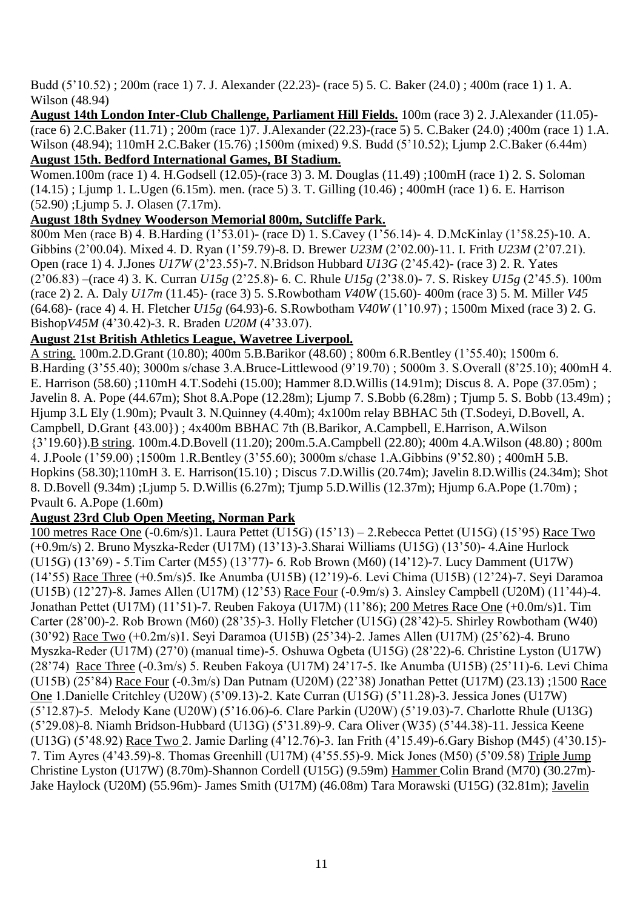Budd (5'10.52) ; 200m (race 1) 7. J. Alexander (22.23)- (race 5) 5. C. Baker (24.0) ; 400m (race 1) 1. A. Wilson (48.94)

**August 14th London Inter-Club Challenge, Parliament Hill Fields.** 100m (race 3) 2. J.Alexander (11.05)-(race 6) 2.C.Baker (11.71) ; 200m (race 1)7. J.Alexander (22.23)-(race 5) 5. C.Baker (24.0) ;400m (race 1) 1.A. Wilson (48.94); 110mH 2.C.Baker (15.76) ;1500m (mixed) 9.S. Budd (5'10.52); Ljump 2.C.Baker (6.44m)

**August 15th. Bedford International Games, BI Stadium.**

Women.100m (race 1) 4. H.Godsell (12.05)-(race 3) 3. M. Douglas (11.49) ;100mH (race 1) 2. S. Soloman (14.15) ; Ljump 1. L.Ugen (6.15m). men. (race 5) 3. T. Gilling (10.46) ; 400mH (race 1) 6. E. Harrison (52.90) ;Ljump 5. J. Olasen (7.17m).

**August 18th Sydney Wooderson Memorial 800m, Sutcliffe Park.**

800m Men (race B) 4. B.Harding (1'53.01)- (race D) 1. S.Cavey (1'56.14)- 4. D.McKinlay (1'58.25)-10. A. Gibbins (2'00.04). Mixed 4. D. Ryan (1'59.79)-8. D. Brewer *U23M* (2'02.00)-11. I. Frith *U23M* (2'07.21). Open (race 1) 4. J.Jones *U17W* (2'23.55)-7. N.Bridson Hubbard *U13G* (2'45.42)- (race 3) 2. R. Yates (2'06.83) –(race 4) 3. K. Curran *U15g* (2'25.8)- 6. C. Rhule *U15g* (2'38.0)- 7. S. Riskey *U15g* (2'45.5). 100m (race 2) 2. A. Daly *U17m* (11.45)- (race 3) 5. S.Rowbotham *V40W* (15.60)- 400m (race 3) 5. M. Miller *V45* (64.68)- (race 4) 4. H. Fletcher *U15g* (64.93)-6. S.Rowbotham *V40W* (1'10.97) ; 1500m Mixed (race 3) 2. G. Bishop*V45M* (4'30.42)-3. R. Braden *U20M* (4'33.07).

**August 21st British Athletics League, Wavetree Liverpool.**

A string. 100m.2.D.Grant (10.80); 400m 5.B.Barikor (48.60) ; 800m 6.R.Bentley (1'55.40); 1500m 6. B.Harding (3'55.40); 3000m s/chase 3.A.Bruce-Littlewood (9'19.70) ; 5000m 3. S.Overall (8'25.10); 400mH 4. E. Harrison (58.60) ;110mH 4.T.Sodehi (15.00); Hammer 8.D.Willis (14.91m); Discus 8. A. Pope (37.05m) ; Javelin 8. A. Pope (44.67m); Shot 8.A.Pope (12.28m); Ljump 7. S.Bobb (6.28m) ; Tjump 5. S. Bobb (13.49m) ; Hjump 3.L Ely (1.90m); Pvault 3. N.Quinney (4.40m); 4x100m relay BBHAC 5th (T.Sodeyi, D.Bovell, A. Campbell, D.Grant {43.00}) ; 4x400m BBHAC 7th (B.Barikor, A.Campbell, E.Harrison, A.Wilson {3'19.60}).B string. 100m.4.D.Bovell (11.20); 200m.5.A.Campbell (22.80); 400m 4.A.Wilson (48.80) ; 800m 4. J.Poole (1'59.00) ;1500m 1.R.Bentley (3'55.60); 3000m s/chase 1.A.Gibbins (9'52.80) ; 400mH 5.B. Hopkins (58.30);110mH 3. E. Harrison(15.10) ; Discus 7.D.Willis (20.74m); Javelin 8.D.Willis (24.34m); Shot 8. D.Bovell (9.34m) ;Ljump 5. D.Willis (6.27m); Tjump 5.D.Willis (12.37m); Hjump 6.A.Pope (1.70m) ; Pvault 6. A.Pope (1.60m)

**August 23rd Club Open Meeting, Norman Park**

100 metres Race One (-0.6m/s)1. Laura Pettet (U15G) (15'13) – 2.Rebecca Pettet (U15G) (15'95) Race Two (+0.9m/s) 2. Bruno Myszka-Reder (U17M) (13'13)-3.Sharai Williams (U15G) (13'50)- 4.Aine Hurlock (U15G) (13'69) - 5.Tim Carter (M55) (13'77)- 6. Rob Brown (M60) (14'12)-7. Lucy Damment (U17W) (14'55) Race Three (+0.5m/s)5. Ike Anumba (U15B) (12'19)-6. Levi Chima (U15B) (12'24)-7. Seyi Daramoa (U15B) (12'27)-8. James Allen (U17M) (12'53) Race Four (-0.9m/s) 3. Ainsley Campbell (U20M) (11'44)-4. Jonathan Pettet (U17M) (11'51)-7. Reuben Fakoya (U17M) (11'86); 200 Metres Race One (+0.0m/s)1. Tim Carter (28'00)-2. Rob Brown (M60) (28'35)-3. Holly Fletcher (U15G) (28'42)-5. Shirley Rowbotham (W40) (30'92) Race Two (+0.2m/s)1. Seyi Daramoa (U15B) (25'34)-2. James Allen (U17M) (25'62)-4. Bruno Myszka-Reder (U17M) (27'0) (manual time)-5. Oshuwa Ogbeta (U15G) (28'22)-6. Christine Lyston (U17W) (28'74) Race Three (-0.3m/s) 5. Reuben Fakoya (U17M) 24'17-5. Ike Anumba (U15B) (25'11)-6. Levi Chima (U15B) (25'84) Race Four (-0.3m/s) Dan Putnam (U20M) (22'38) Jonathan Pettet (U17M) (23.13) ;1500 Race One 1.Danielle Critchley (U20W) (5'09.13)-2. Kate Curran (U15G) (5'11.28)-3. Jessica Jones (U17W) (5'12.87)-5. Melody Kane (U20W) (5'16.06)-6. Clare Parkin (U20W) (5'19.03)-7. Charlotte Rhule (U13G) (5'29.08)-8. Niamh Bridson-Hubbard (U13G) (5'31.89)-9. Cara Oliver (W35) (5'44.38)-11. Jessica Keene (U13G) (5'48.92) Race Two 2. Jamie Darling (4'12.76)-3. Ian Frith (4'15.49)-6.Gary Bishop (M45) (4'30.15)-7. Tim Ayres (4'43.59)-8. Thomas Greenhill (U17M) (4'55.55)-9. Mick Jones (M50) (5'09.58) Triple Jump Christine Lyston (U17W) (8.70m)-Shannon Cordell (U15G) (9.59m) Hammer Colin Brand (M70) (30.27m)-Jake Haylock (U20M) (55.96m)- James Smith (U17M) (46.08m) Tara Morawski (U15G) (32.81m); Javelin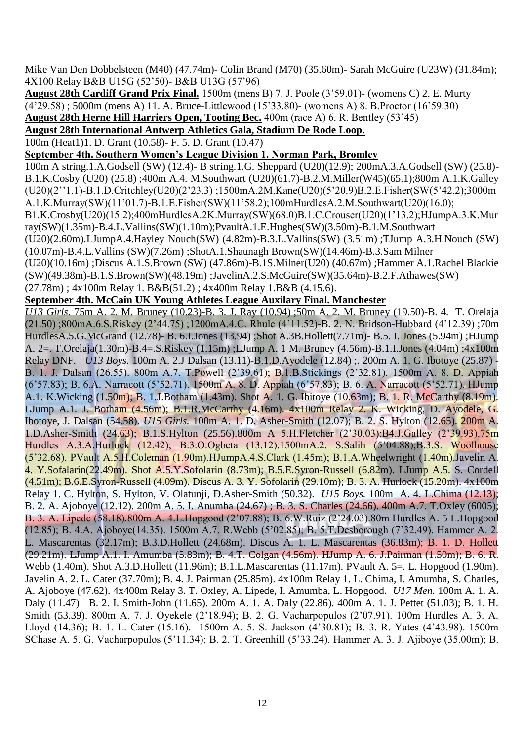Mike Van Den Dobbelsteen (M40) (47.74m)- Colin Brand (M70) (35.60m)- Sarah McGuire (U23W) (31.84m); 4X100 Relay B&B U15G (52'50)- B&B U13G (57'96)

**August 28th Cardiff Grand Prix Final.** 1500m (mens B) 7. J. Poole (3'59.01)- (womens C) 2. E. Murty (4'29.58) ; 5000m (mens A) 11. A. Bruce-Littlewood (15'33.80)- (womens A) 8. B.Proctor (16'59.30)

**August 28th Herne Hill Harriers Open, Tooting Bec.** 400m (race A) 6. R. Bentley (53'45)

**August 28th International Antwerp Athletics Gala, Stadium De Rode Loop.**

100m (Heat1)1. D. Grant (10.58)- F. 5. D. Grant (10.47)

**September 4th. Southern Women's League Division 1. Norman Park, Bromley**

100m A string.1.A.Godsell (SW) (12.4)- B string.1.G. Sheppard (U20)(12.9); 200mA.3.A.Godsell (SW) (25.8)-B.1.K.Cosby (U20) (25.8) ;400m A.4. M.Southwart (U20)(61.7)-B.2.M.Miller(W45)(65.1);800m A.1.K.Galley (U20)(2''1.1)-B.1.D.Critchley(U20)(2'23.3) ;1500mA.2M.Kane(U20)(5'20.9)B.2.E.Fisher(SW(5'42.2);3000m A.1.K.Murray(SW)(11'01.7)-B.1.E.Fisher(SW)(11'58.2);100mHurdlesA.2.M.Southwart(U20)(16.0); B1.K.Crosby(U20)(15.2);400mHurdlesA.2K.Murray(SW)(68.0)B.1.C.Crouser(U20)(1'13.2);HJumpA.3.K.Murray(SW)(1.35m)-B.4.L.Vallins(SW)(1.10m);PvaultA.1.E.Hughes(SW)(3.50m)-B.1.M.Southwart (U20)(2.60m).LJumpA.4.Hayley Nouch(SW) (4.82m)-B.3.L.Vallins(SW) (3.51m) ;TJump A.3.H.Nouch (SW) (10.07m)-B.4.L.Vallins (SW)(7.26m) ;ShotA.1.Shaunagh Brown(SW)(14.46m)-B.3.Sam Milner (U20)(10.16m) ;Discus A.1.S.Brown (SW) (47.86m)-B.1S.Milner(U20) (40.67m) ;Hammer A.1.Rachel Blackie (SW)(49.38m)-B.1.S.Brown(SW)(48.19m) ;JavelinA.2.S.McGuire(SW)(35.64m)-B.2.F.Athawes(SW) (27.78m) ; 4x100m Relay 1. B&B(51.2) ; 4x400m Relay 1.B&B (4.15.6).

**September 4th. McCain UK Young Athletes League Auxilary Final. Manchester**

*U13 Girls.* 75m A. 2. M. Bruney (10.23)-B. 3. J. Ray (10.94) ;50m A. 2. M. Bruney (19.50)-B. 4. T. Orelaja (21.50) ;800mA.6.S.Riskey (2'44.75) ;1200mA.4.C. Rhule (4'11.52)-B. 2. N. Bridson-Hubbard (4'12.39) ;70m HurdlesA.5.G.McGrand (12.78)- B. 6.I.Jones (13.94) ;Shot A.3B.Hollett(7.71m)- B.5. I. Jones (5.94m) ;HJump A. 2=. T.Orelaja(1.30m)-B.4=.S.Riskey (1.15m) ;LJump A. 1 M. Bruney (4.56m)-B.1.I.Jones (4.04m) ;4x100m Relay DNF. *U13 Boys.* 100m A. 2.J Dalsan (13.11)-B.1.D.Ayodele (12.84) ;. 200m A. 1. G. Ibotoye (25.87) - B. 1. J. Dalsan (26.55). 800m A.7. T.Powell (2'39.61); B.1.B.Stickings (2'32.81). 1500m A. 8. D. Appiah (6'57.83); B. 6.A. Narracott (5'52.71). 1500m A. 8. D. Appiah (6'57.83); B. 6. A. Narracott (5'52.71). HJump A.1. K.Wicking (1.50m); B. 1.J.Botham (1.43m). Shot A. 1. G. Ibitoye (10.63m); B. 1. R. McCarthy (8.19m). LJump A.1. J. Botham (4.56m); B.1.R.McCarthy (4.16m). 4x100m Relay 2. K. Wicking, D. Ayodele, G. Ibotoye, J. Dalsan (54.58). *U15 Girls.* 100m A. 1. D. Asher-Smith (12.07); B. 2. S. Hylton (12.65). 200m A. 1.D.Asher-Smith (24.63); B.1.S.Hylton (25.56).800m A 5.H.Fletcher (2'30.03);B4.J.Galley (2'39.93).75m Hurdles A.3.A.Hurlock (12.42); B.3.O.Ogbeta (13.12).1500mA.2. S.Salih (5'04.88);B.3.S. Woolhouse (5'32.68). PVault A.5.H.Coleman (1.90m).HJumpA.4.S.Clark (1.45m); B.1.A.Wheelwright (1.40m).Javelin A. 4. Y.Sofalarin(22.49m). Shot A.5.Y.Sofolarin (8.73m); B.5.E.Syron-Russell (6.82m). LJump A.5. S. Cordell (4.51m); B.6.E.Syron-Russell (4.09m). Discus A. 3. Y. Sofolarin (29.10m); B. 3. A. Hurlock (15.20m). 4x100m Relay 1. C. Hylton, S. Hylton, V. Olatunji, D.Asher-Smith (50.32). *U15 Boys.* 100m A. 4. L.Chima (12.13); B. 2. A. Ajoboye (12.12). 200m A. 5. I. Anumba (24.67) ; B. 3. S. Charles (24.66). 400m A.7. T.Oxley (6005); B. 3. A. Lipede (58.18).800m A. 4.L.Hopgood (2'07.88); B. 6.W.Ruiz (2'24.03).80m Hurdles A. 5 L.Hopgood (12.85); B. 4.A. Ajoboye(14.35). 1500m A.7. R.Webb (5'02.85); B. 5.T.Desborough (7'32.49). Hammer A. 2. L. Mascarentas (32.17m); B.3.D.Hollett (24.68m). Discus A. 1. L. Mascarentas (36.83m); B. 1. D. Hollett (29.21m). LJump A.1. I. Amumba (5.83m); B. 4.T. Colgan (4.56m). HJump A. 6. J.Pairman (1.50m); B. 6. R. Webb (1.40m). Shot A.3.D.Hollett (11.96m); B.1.L.Mascarentas (11.17m). PVault A. 5=. L. Hopgood (1.90m). Javelin A. 2. L. Cater (37.70m); B. 4. J. Pairman (25.85m). 4x100m Relay 1. L. Chima, I. Amumba, S. Charles, A. Ajoboye (47.62). 4x400m Relay 3. T. Oxley, A. Lipede, I. Amumba, L. Hopgood. *U17 Men.* 100m A. 1. A. Daly (11.47) B. 2. I. Smith-John (11.65). 200m A. 1. A. Daly (22.86). 400m A. 1. J. Pettet (51.03); B. 1. H. Smith (53.39). 800m A. 7. J. Oyekele (2'18.94); B. 2. G. Vacharpopulos (2'07.91). 100m Hurdles A. 3. A. Lloyd (14.36); B. 1. L. Cater (15.16). 1500m A. 5. S. Jackson (4'30.81); B. 3. R. Yates (4'43.98). 1500m SChase A. 5. G. Vacharpopulos (5'11.34); B. 2. T. Greenhill (5'33.24). Hammer A. 3. J. Ajiboye (35.00m); B.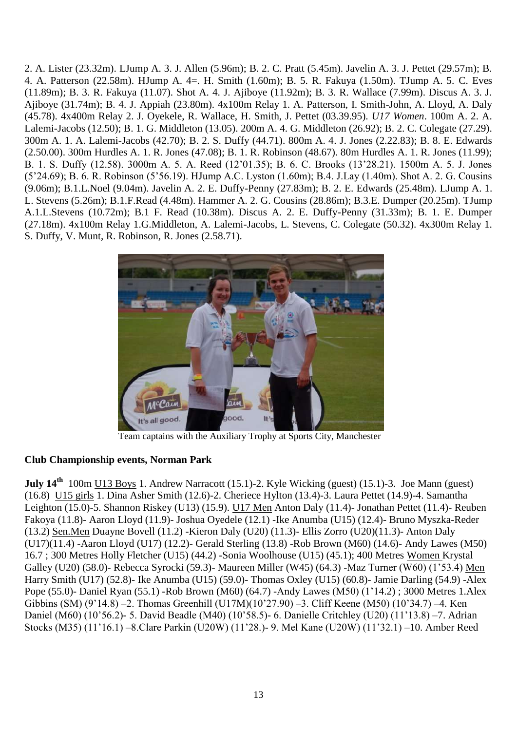2. A. Lister (23.32m). LJump A. 3. J. Allen (5.96m); B. 2. C. Pratt (5.45m). Javelin A. 3. J. Pettet (29.57m); B. 4. A. Patterson (22.58m). HJump A. 4=. H. Smith (1.60m); B. 5. R. Fakuya (1.50m). TJump A. 5. C. Eves (11.89m); B. 3. R. Fakuya (11.07). Shot A. 4. J. Ajiboye (11.92m); B. 3. R. Wallace (7.99m). Discus A. 3. J. Ajiboye (31.74m); B. 4. J. Appiah (23.80m). 4x100m Relay 1. A. Patterson, I. Smith-John, A. Lloyd, A. Daly (45.78). 4x400m Relay 2. J. Oyekele, R. Wallace, H. Smith, J. Pettet (03.39.95). *U17 Women*. 100m A. 2. A. Lalemi-Jacobs (12.50); B. 1. G. Middleton (13.05). 200m A. 4. G. Middleton (26.92); B. 2. C. Colegate (27.29). 300m A. 1. A. Lalemi-Jacobs (42.70); B. 2. S. Duffy (44.71). 800m A. 4. J. Jones (2.22.83); B. 8. E. Edwards (2.50.00). 300m Hurdles A. 1. R. Jones (47.08); B. 1. R. Robinson (48.67). 80m Hurdles A. 1. R. Jones (11.99); B. 1. S. Duffy (12.58). 3000m A. 5. A. Reed (12'01.35); B. 6. C. Brooks (13'28.21). 1500m A. 5. J. Jones (5'24.69); B. 6. R. Robinson (5'56.19). HJump A.C. Lyston (1.60m); B.4. J.Lay (1.40m). Shot A. 2. G. Cousins (9.06m); B.1.L.Noel (9.04m). Javelin A. 2. E. Duffy-Penny (27.83m); B. 2. E. Edwards (25.48m). LJump A. 1. L. Stevens (5.26m); B.1.F.Read (4.48m). Hammer A. 2. G. Cousins (28.86m); B.3.E. Dumper (20.25m). TJump A.1.L.Stevens (10.72m); B.1 F. Read (10.38m). Discus A. 2. E. Duffy-Penny (31.33m); B. 1. E. Dumper (27.18m). 4x100m Relay 1.G.Middleton, A. Lalemi-Jacobs, L. Stevens, C. Colegate (50.32). 4x300m Relay 1. S. Duffy, V. Munt, R. Robinson, R. Jones (2.58.71).

Team captains with the Auxiliary Trophy at Sports City, Manchester

**Club Championship events, Norman Park**

**July 14th** 100m U13 Boys 1. Andrew Narracott (15.1)-2. Kyle Wicking (guest) (15.1)-3. Joe Mann (guest) (16.8) U15 girls 1. Dina Asher Smith (12.6)-2. Cheriece Hylton (13.4)-3. Laura Pettet (14.9)-4. Samantha Leighton (15.0)-5. Shannon Riskey (U13) (15.9). U17 Men Anton Daly (11.4)- Jonathan Pettet (11.4)- Reuben Fakoya (11.8)- Aaron Lloyd (11.9)- Joshua Oyedele (12.1) -Ike Anumba (U15) (12.4)- Bruno Myszka-Reder (13.2) Sen.Men Duayne Bovell (11.2) -Kieron Daly (U20) (11.3)- Ellis Zorro (U20)(11.3)- Anton Daly (U17)(11.4) -Aaron Lloyd (U17) (12.2)- Gerald Sterling (13.8) -Rob Brown (M60) (14.6)- Andy Lawes (M50) 16.7 ; 300 Metres Holly Fletcher (U15) (44.2) -Sonia Woolhouse (U15) (45.1); 400 Metres Women Krystal Galley (U20) (58.0)- Rebecca Syrocki (59.3)- Maureen Miller (W45) (64.3) -Maz Turner (W60) (1'53.4) Men Harry Smith (U17) (52.8)- Ike Anumba (U15) (59.0)- Thomas Oxley (U15) (60.8)- Jamie Darling (54.9) -Alex Pope (55.0)- Daniel Ryan (55.1) -Rob Brown (M60) (64.7) -Andy Lawes (M50) (1'14.2) ; 3000 Metres 1.Alex Gibbins (SM) (9'14.8) –2. Thomas Greenhill (U17M)(10'27.90) –3. Cliff Keene (M50) (10'34.7) –4. Ken Daniel (M60) (10'56.2)- 5. David Beadle (M40) (10'58.5)- 6. Danielle Critchley (U20) (11'13.8) –7. Adrian Stocks (M35) (11'16.1) –8.Clare Parkin (U20W) (11'28.)- 9. Mel Kane (U20W) (11'32.1) –10. Amber Reed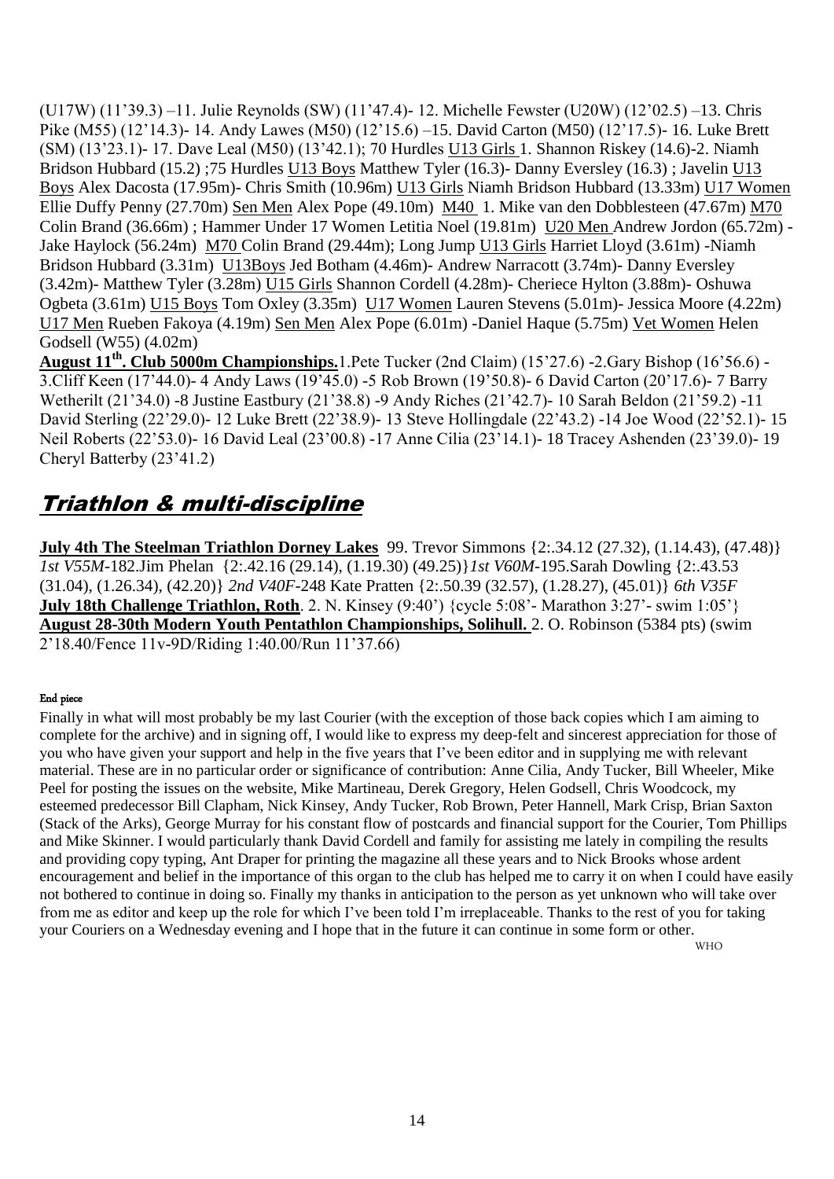(U17W) (11'39.3) –11. Julie Reynolds (SW) (11'47.4)- 12. Michelle Fewster (U20W) (12'02.5) –13. Chris Pike (M55) (12'14.3)- 14. Andy Lawes (M50) (12'15.6) –15. David Carton (M50) (12'17.5)- 16. Luke Brett (SM) (13'23.1)- 17. Dave Leal (M50) (13'42.1); 70 Hurdles U13 Girls 1. Shannon Riskey (14.6)-2. Niamh Bridson Hubbard (15.2) ;75 Hurdles U13 Boys Matthew Tyler (16.3)- Danny Eversley (16.3) ; Javelin U13 Boys Alex Dacosta (17.95m)- Chris Smith (10.96m) U13 Girls Niamh Bridson Hubbard (13.33m) U17 Women Ellie Duffy Penny (27.70m) Sen Men Alex Pope (49.10m) M40 1. Mike van den Dobblesteen (47.67m) M70 Colin Brand (36.66m) ; Hammer Under 17 Women Letitia Noel (19.81m) U20 Men Andrew Jordon (65.72m) - Jake Haylock (56.24m) M70 Colin Brand (29.44m); Long Jump U13 Girls Harriet Lloyd (3.61m) -Niamh Bridson Hubbard (3.31m) U13Boys Jed Botham (4.46m)- Andrew Narracott (3.74m)- Danny Eversley (3.42m)- Matthew Tyler (3.28m) U15 Girls Shannon Cordell (4.28m)- Cheriece Hylton (3.88m)- Oshuwa Ogbeta (3.61m) U15 Boys Tom Oxley (3.35m) U17 Women Lauren Stevens (5.01m)- Jessica Moore (4.22m) U17 Men Rueben Fakoya (4.19m) Sen Men Alex Pope (6.01m) -Daniel Haque (5.75m) Vet Women Helen Godsell (W55) (4.02m)

**August 11th. Club 5000m Championships.** 1.Pete Tucker (2nd Claim) (15'27.6) -2.Gary Bishop (16'56.6) - 3.Cliff Keen (17'44.0)- 4 Andy Laws (19'45.0) -5 Rob Brown (19'50.8)- 6 David Carton (20'17.6)- 7 Barry Wetherilt (21'34.0) -8 Justine Eastbury (21'38.8) -9 Andy Riches (21'42.7)- 10 Sarah Beldon (21'59.2) -11 David Sterling (22'29.0)- 12 Luke Brett (22'38.9)- 13 Steve Hollingdale (22'43.2) -14 Joe Wood (22'52.1)- 15 Neil Roberts (22'53.0)- 16 David Leal (23'00.8) -17 Anne Cilia (23'14.1)- 18 Tracey Ashenden (23'39.0)- 19 Cheryl Batterby (23'41.2)

## Triathlon & multi-discipline

**July 4th The Steelman Triathlon Dorney Lakes** 99. Trevor Simmons {2:.34.12 (27.32), (1.14.43), (47.48)} *1st V55M*-182.Jim Phelan {2:.42.16 (29.14), (1.19.30) (49.25)}*1st V60M*-195.Sarah Dowling {2:.43.53 (31.04), (1.26.34), (42.20)} *2nd V40F*-248 Kate Pratten {2:.50.39 (32.57), (1.28.27), (45.01)} *6th V35F*
**July 18th Challenge Triathlon, Roth**. 2. N. Kinsey (9:40') {cycle 5:08'- Marathon 3:27'- swim 1:05'}
**August 28-30th Modern Youth Pentathlon Championships, Solihull.** 2. O. Robinson (5384 pts) (swim 2'18.40/Fence 11v-9D/Riding 1:40.00/Run 11'37.66)

#### End piece

Finally in what will most probably be my last Courier (with the exception of those back copies which I am aiming to complete for the archive) and in signing off, I would like to express my deep-felt and sincerest appreciation for those of you who have given your support and help in the five years that I've been editor and in supplying me with relevant material. These are in no particular order or significance of contribution: Anne Cilia, Andy Tucker, Bill Wheeler, Mike Peel for posting the issues on the website, Mike Martineau, Derek Gregory, Helen Godsell, Chris Woodcock, my esteemed predecessor Bill Clapham, Nick Kinsey, Andy Tucker, Rob Brown, Peter Hannell, Mark Crisp, Brian Saxton (Stack of the Arks), George Murray for his constant flow of postcards and financial support for the Courier, Tom Phillips and Mike Skinner. I would particularly thank David Cordell and family for assisting me lately in compiling the results and providing copy typing, Ant Draper for printing the magazine all these years and to Nick Brooks whose ardent encouragement and belief in the importance of this organ to the club has helped me to carry it on when I could have easily not bothered to continue in doing so. Finally my thanks in anticipation to the person as yet unknown who will take over from me as editor and keep up the role for which I've been told I'm irreplaceable. Thanks to the rest of you for taking your Couriers on a Wednesday evening and I hope that in the future it can continue in some form or other.

WHO